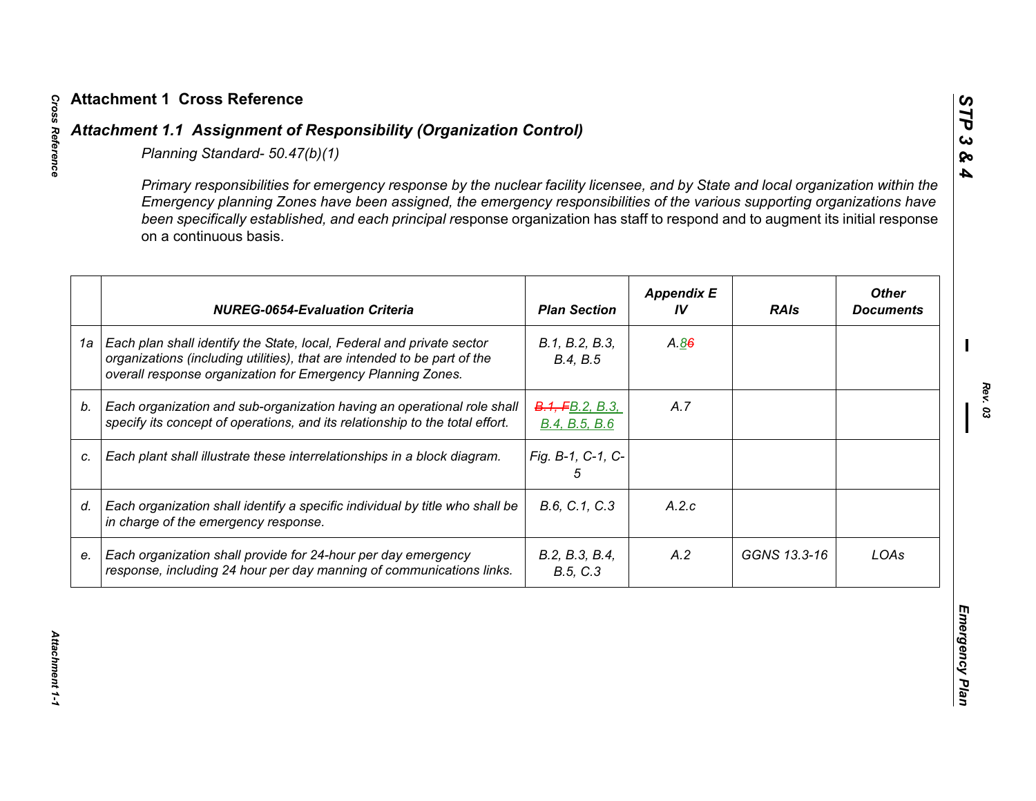# Attachment 1 Cross Reference

## *Attachment 1.1 Assignment of Responsibility (Organization Control)*

*Planning Standard- 50.47(b)(1)*

*Primary responsibilities for emergency response by the nuclear facility licensee, and by State and local organization within the Emergency planning Zones have been assigned, the emergency responsibilities of the various supporting organizations have been specifically established, and each principal re*sponse organization has staff to respond and to augment its initial response on a continuous basis.

| | NUREG-0654-Evaluation Criteria | Plan Section | Appendix E IV | RAIs | Other Documents |
|---|---|---|---|---|---|
| 1a | Each plan shall identify the State, local, Federal and private sector organizations (including utilities), that are intended to be part of the overall response organization for Emergency Planning Zones. | B.1, B.2, B.3, B.4, B.5 | A.~~6~~8 | | |
| b. | Each organization and sub-organization having an operational role shall specify its concept of operations, and its relationship to the total effort. | ~~B.1, F~~B.2, B.3, B.4, B.5, B.6 | A.7 | | |
| c. | Each plant shall illustrate these interrelationships in a block diagram. | Fig. B-1, C-1, C-5 | | | |
| d. | Each organization shall identify a specific individual by title who shall be in charge of the emergency response. | B.6, C.1, C.3 | A.2.c | | |
| e. | Each organization shall provide for 24-hour per day emergency response, including 24 hour per day manning of communications links. | B.2, B.3, B.4, B.5, C.3 | A.2 | GGNS 13.3-16 | LOAs |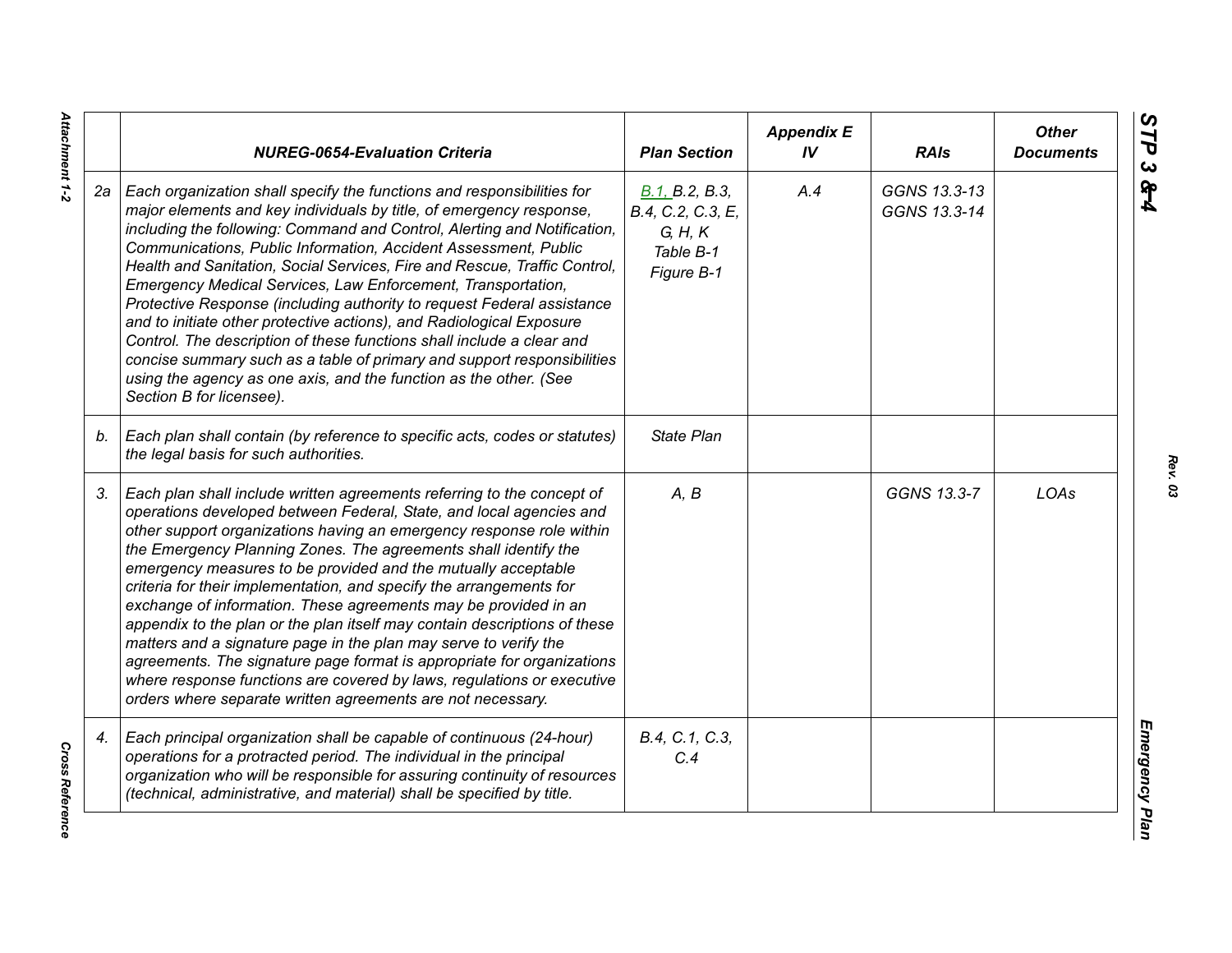|  | NUREG-0654-Evaluation Criteria | Plan Section | Appendix E IV | RAIs | Other Documents |
|---|---|---|---|---|---|
| 2a | Each organization shall specify the functions and responsibilities for major elements and key individuals by title, of emergency response, including the following: Command and Control, Alerting and Notification, Communications, Public Information, Accident Assessment, Public Health and Sanitation, Social Services, Fire and Rescue, Traffic Control, Emergency Medical Services, Law Enforcement, Transportation, Protective Response (including authority to request Federal assistance and to initiate other protective actions), and Radiological Exposure Control. The description of these functions shall include a clear and concise summary such as a table of primary and support responsibilities using the agency as one axis, and the function as the other. (See Section B for licensee). | B.1, B.2, B.3, B.4, C.2, C.3, E, G, H, K Table B-1 Figure B-1 | A.4 | GGNS 13.3-13 GGNS 13.3-14 |  |
| b. | Each plan shall contain (by reference to specific acts, codes or statutes) the legal basis for such authorities. | State Plan |  |  |  |
| 3. | Each plan shall include written agreements referring to the concept of operations developed between Federal, State, and local agencies and other support organizations having an emergency response role within the Emergency Planning Zones. The agreements shall identify the emergency measures to be provided and the mutually acceptable criteria for their implementation, and specify the arrangements for exchange of information. These agreements may be provided in an appendix to the plan or the plan itself may contain descriptions of these matters and a signature page in the plan may serve to verify the agreements. The signature page format is appropriate for organizations where response functions are covered by laws, regulations or executive orders where separate written agreements are not necessary. | A, B |  | GGNS 13.3-7 | LOAs |
| 4. | Each principal organization shall be capable of continuous (24-hour) operations for a protracted period. The individual in the principal organization who will be responsible for assuring continuity of resources (technical, administrative, and material) shall be specified by title. | B.4, C.1, C.3, C.4 |  |  |  |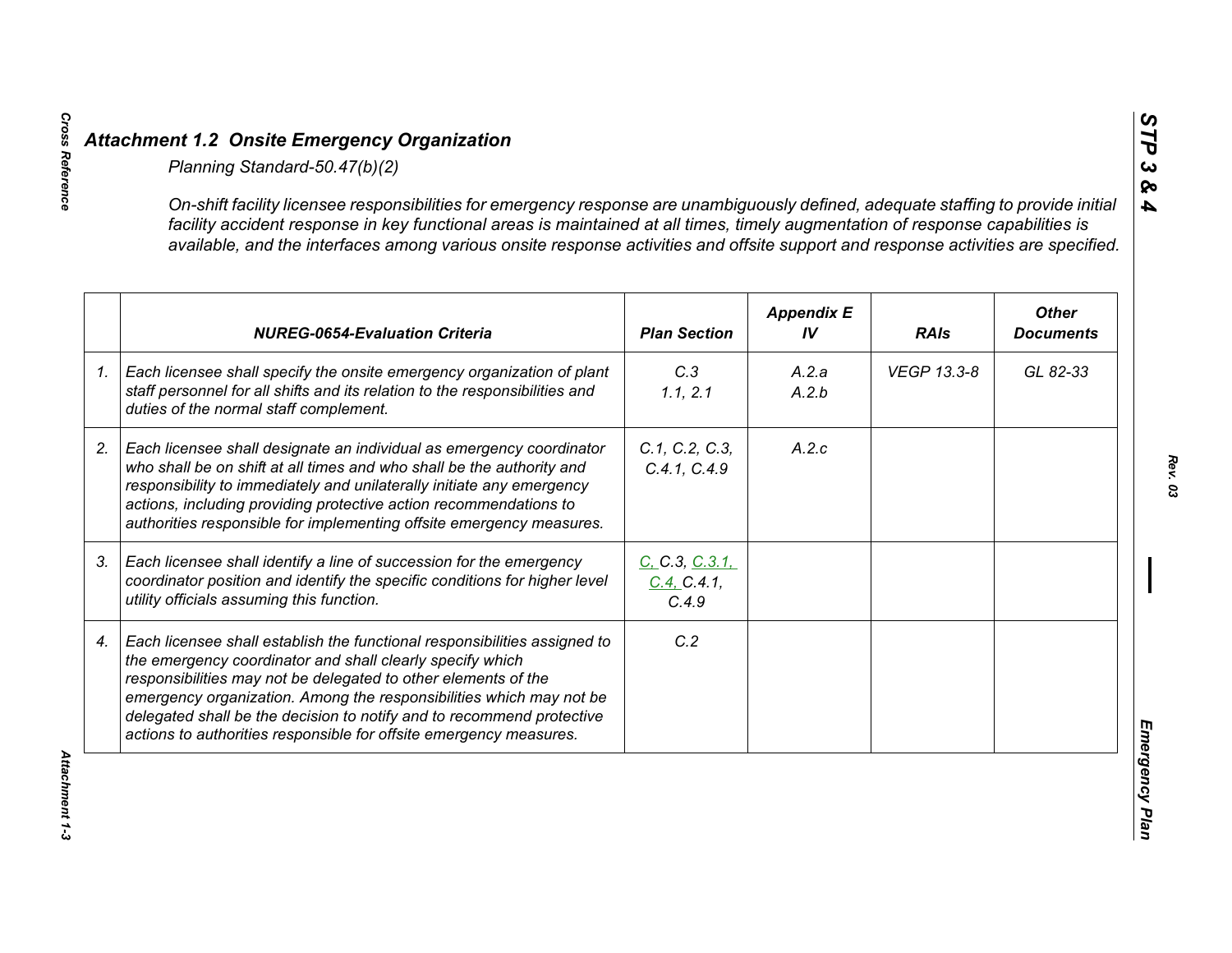## *Attachment 1.2 Onsite Emergency Organization*

*Planning Standard-50.47(b)(2)*

*On-shift facility licensee responsibilities for emergency response are unambiguously defined, adequate staffing to provide initial facility accident response in key functional areas is maintained at all times, timely augmentation of response capabilities is available, and the interfaces among various onsite response activities and offsite support and response activities are specified.*

| | NUREG-0654-Evaluation Criteria | Plan Section | Appendix E IV | RAIs | Other Documents |
|---|---|---|---|---|---|
| 1. | *Each licensee shall specify the onsite emergency organization of plant staff personnel for all shifts and its relation to the responsibilities and duties of the normal staff complement.* | C.3<br>1.1, 2.1 | A.2.a<br>A.2.b | VEGP 13.3-8 | GL 82-33 |
| 2. | *Each licensee shall designate an individual as emergency coordinator who shall be on shift at all times and who shall be the authority and responsibility to immediately and unilaterally initiate any emergency actions, including providing protective action recommendations to authorities responsible for implementing offsite emergency measures.* | C.1, C.2, C.3, C.4.1, C.4.9 | A.2.c | | |
| 3. | *Each licensee shall identify a line of succession for the emergency coordinator position and identify the specific conditions for higher level utility officials assuming this function.* | C, C.3, C.3.1, C.4, C.4.1, C.4.9 | | | |
| 4. | *Each licensee shall establish the functional responsibilities assigned to the emergency coordinator and shall clearly specify which responsibilities may not be delegated to other elements of the emergency organization. Among the responsibilities which may not be delegated shall be the decision to notify and to recommend protective actions to authorities responsible for offsite emergency measures.* | C.2 | | | |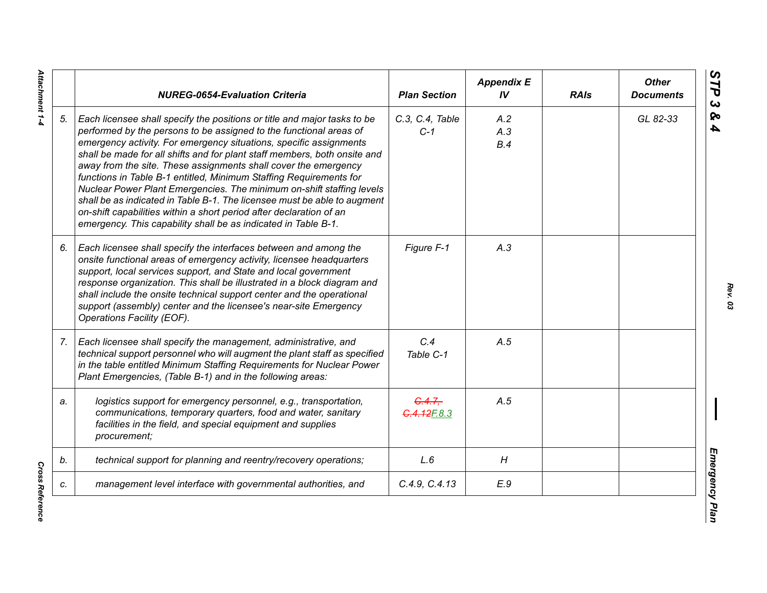|  | NUREG-0654-Evaluation Criteria | Plan Section | Appendix E IV | RAIs | Other Documents |
|---|---|---|---|---|---|
| 5. | Each licensee shall specify the positions or title and major tasks to be performed by the persons to be assigned to the functional areas of emergency activity. For emergency situations, specific assignments shall be made for all shifts and for plant staff members, both onsite and away from the site. These assignments shall cover the emergency functions in Table B-1 entitled, Minimum Staffing Requirements for Nuclear Power Plant Emergencies. The minimum on-shift staffing levels shall be as indicated in Table B-1. The licensee must be able to augment on-shift capabilities within a short period after declaration of an emergency. This capability shall be as indicated in Table B-1. | C.3, C.4, Table C-1 | A.2<br>A.3<br>B.4 |  | GL 82-33 |
| 6. | Each licensee shall specify the interfaces between and among the onsite functional areas of emergency activity, licensee headquarters support, local services support, and State and local government response organization. This shall be illustrated in a block diagram and shall include the onsite technical support center and the operational support (assembly) center and the licensee's near-site Emergency Operations Facility (EOF). | Figure F-1 | A.3 |  |  |
| 7. | Each licensee shall specify the management, administrative, and technical support personnel who will augment the plant staff as specified in the table entitled Minimum Staffing Requirements for Nuclear Power Plant Emergencies, (Table B-1) and in the following areas: | C.4<br>Table C-1 | A.5 |  |  |
| a. | logistics support for emergency personnel, e.g., transportation, communications, temporary quarters, food and water, sanitary facilities in the field, and special equipment and supplies procurement; | ~~C.4.7, C.4.12~~F.8.3 | A.5 |  |  |
| b. | technical support for planning and reentry/recovery operations; | L.6 | H |  |  |
| c. | management level interface with governmental authorities, and | C.4.9, C.4.13 | E.9 |  |  |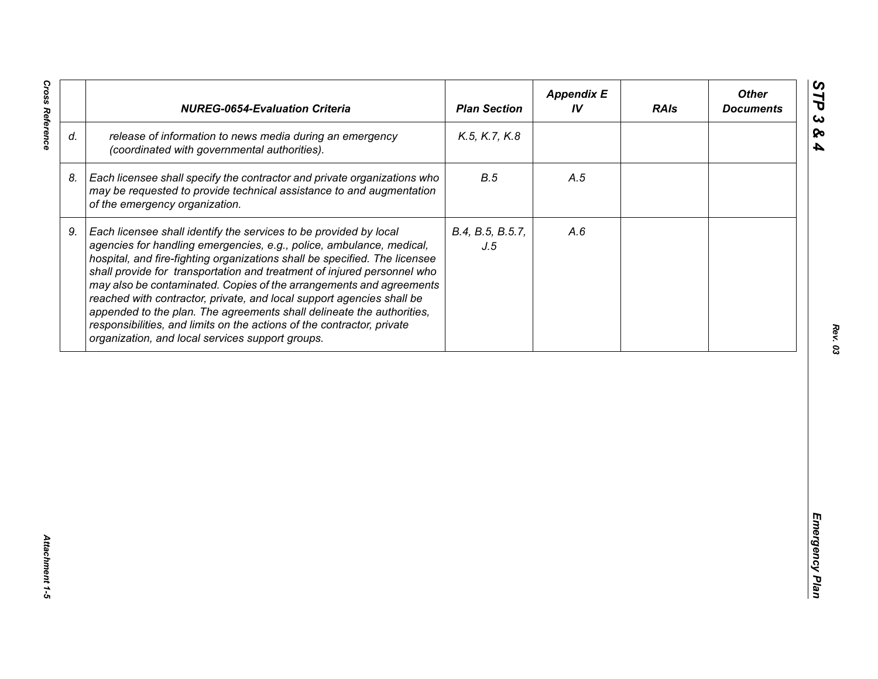|  | NUREG-0654-Evaluation Criteria | Plan Section | Appendix E IV | RAIs | Other Documents |
|---|---|---|---|---|---|
| *d.* | *release of information to news media during an emergency (coordinated with governmental authorities).* | *K.5, K.7, K.8* |  |  |  |
| *8.* | *Each licensee shall specify the contractor and private organizations who may be requested to provide technical assistance to and augmentation of the emergency organization.* | *B.5* | *A.5* |  |  |
| *9.* | *Each licensee shall identify the services to be provided by local agencies for handling emergencies, e.g., police, ambulance, medical, hospital, and fire-fighting organizations shall be specified. The licensee shall provide for transportation and treatment of injured personnel who may also be contaminated. Copies of the arrangements and agreements reached with contractor, private, and local support agencies shall be appended to the plan. The agreements shall delineate the authorities, responsibilities, and limits on the actions of the contractor, private organization, and local services support groups.* | *B.4, B.5, B.5.7, J.5* | *A.6* |  |  |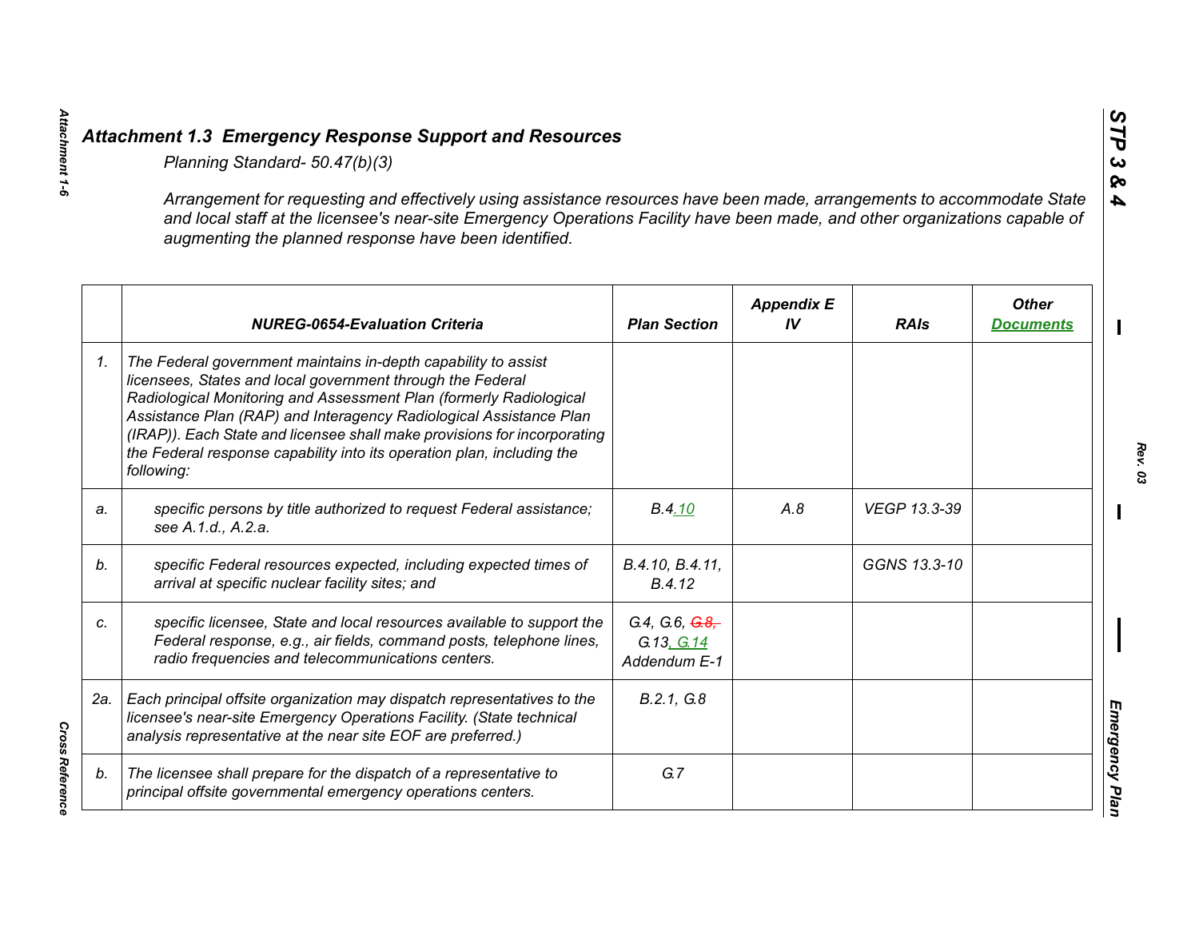## *Attachment 1.3 Emergency Response Support and Resources*

*Planning Standard- 50.47(b)(3)*

*Arrangement for requesting and effectively using assistance resources have been made, arrangements to accommodate State and local staff at the licensee's near-site Emergency Operations Facility have been made, and other organizations capable of augmenting the planned response have been identified.*

| | NUREG-0654-Evaluation Criteria | Plan Section | Appendix E IV | RAIs | Other Documents |
|---|---|---|---|---|---|
| 1. | The Federal government maintains in-depth capability to assist licensees, States and local government through the Federal Radiological Monitoring and Assessment Plan (formerly Radiological Assistance Plan (RAP) and Interagency Radiological Assistance Plan (IRAP)). Each State and licensee shall make provisions for incorporating the Federal response capability into its operation plan, including the following: | | | | |
| a. | specific persons by title authorized to request Federal assistance; see A.1.d., A.2.a. | B.4.10 | A.8 | VEGP 13.3-39 | |
| b. | specific Federal resources expected, including expected times of arrival at specific nuclear facility sites; and | B.4.10, B.4.11, B.4.12 | | GGNS 13.3-10 | |
| c. | specific licensee, State and local resources available to support the Federal response, e.g., air fields, command posts, telephone lines, radio frequencies and telecommunications centers. | G.4, G.6, ~~G.8,~~ G.13, G.14 Addendum E-1 | | | |
| 2a. | Each principal offsite organization may dispatch representatives to the licensee's near-site Emergency Operations Facility. (State technical analysis representative at the near site EOF are preferred.) | B.2.1, G.8 | | | |
| b. | The licensee shall prepare for the dispatch of a representative to principal offsite governmental emergency operations centers. | G.7 | | | |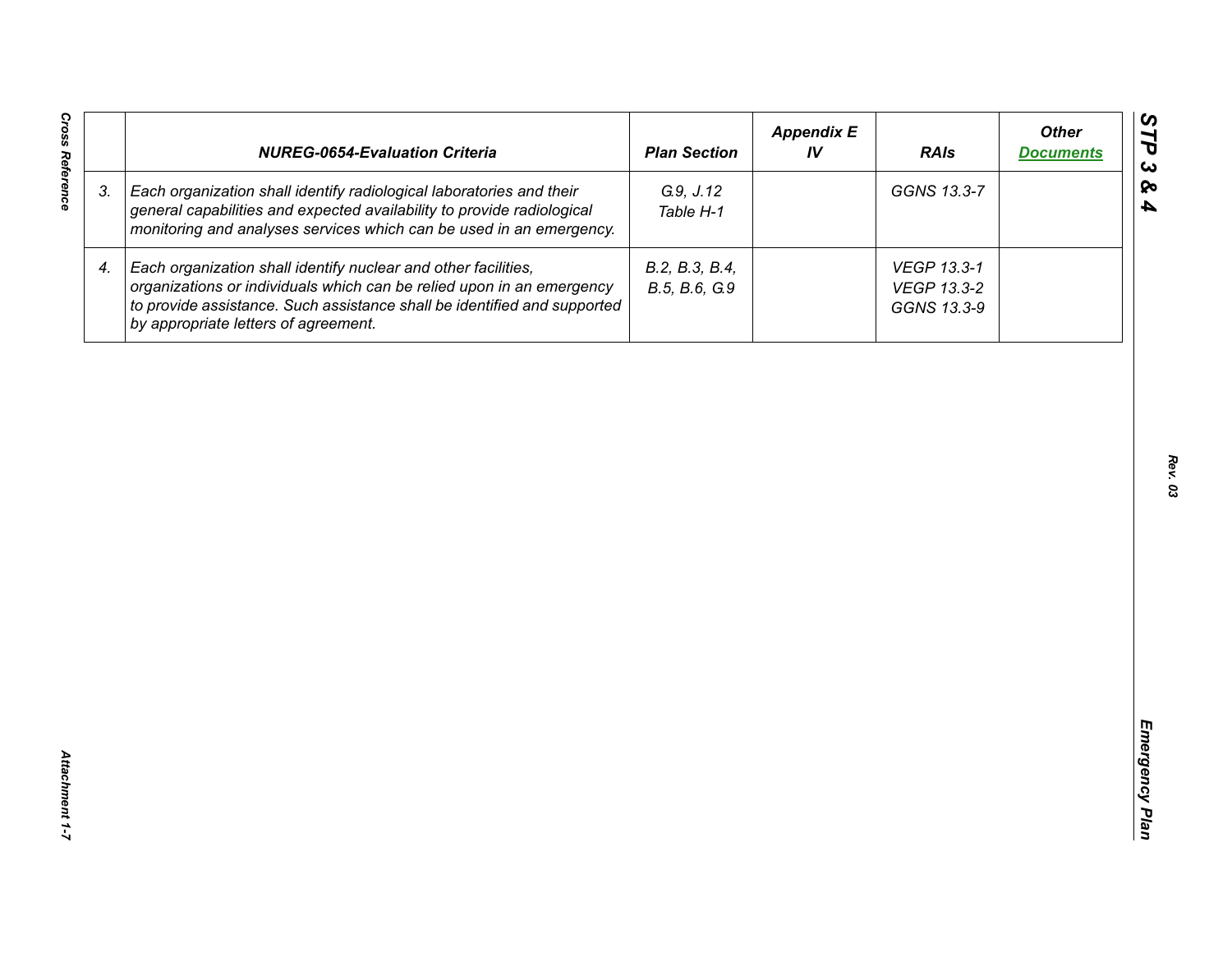|  | NUREG-0654-Evaluation Criteria | Plan Section | Appendix E IV | RAIs | Other Documents |
|---|---|---|---|---|---|
| 3. | *Each organization shall identify radiological laboratories and their general capabilities and expected availability to provide radiological monitoring and analyses services which can be used in an emergency.* | *G.9, J.12 Table H-1* |  | *GGNS 13.3-7* |  |
| 4. | *Each organization shall identify nuclear and other facilities, organizations or individuals which can be relied upon in an emergency to provide assistance. Such assistance shall be identified and supported by appropriate letters of agreement.* | *B.2, B.3, B.4, B.5, B.6, G.9* |  | *VEGP 13.3-1 VEGP 13.3-2 GGNS 13.3-9* |  |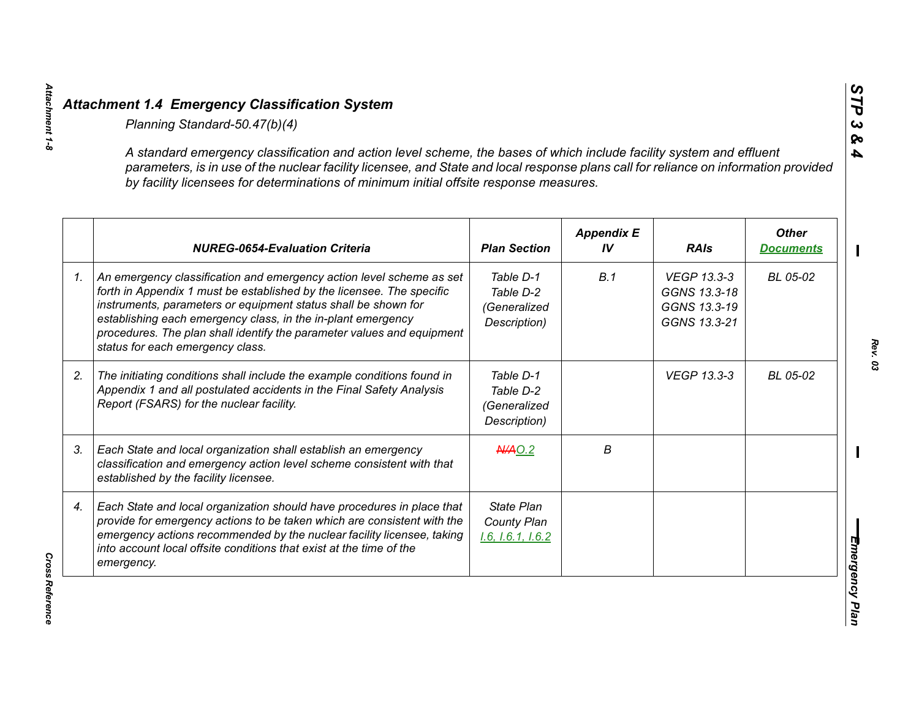## *Attachment 1.4 Emergency Classification System*

*Planning Standard-50.47(b)(4)*

*A standard emergency classification and action level scheme, the bases of which include facility system and effluent parameters, is in use of the nuclear facility licensee, and State and local response plans call for reliance on information provided by facility licensees for determinations of minimum initial offsite response measures.*

| | NUREG-0654-Evaluation Criteria | Plan Section | Appendix E IV | RAIs | Other Documents |
|---|---|---|---|---|---|
| 1. | *An emergency classification and emergency action level scheme as set forth in Appendix 1 must be established by the licensee. The specific instruments, parameters or equipment status shall be shown for establishing each emergency class, in the in-plant emergency procedures. The plan shall identify the parameter values and equipment status for each emergency class.* | *Table D-1 Table D-2 (Generalized Description)* | *B.1* | *VEGP 13.3-3 GGNS 13.3-18 GGNS 13.3-19 GGNS 13.3-21* | *BL 05-02* |
| 2. | *The initiating conditions shall include the example conditions found in Appendix 1 and all postulated accidents in the Final Safety Analysis Report (FSARS) for the nuclear facility.* | *Table D-1 Table D-2 (Generalized Description)* | | *VEGP 13.3-3* | *BL 05-02* |
| 3. | *Each State and local organization shall establish an emergency classification and emergency action level scheme consistent with that established by the facility licensee.* | ~~*N/A*~~*O.2* | *B* | | |
| 4. | *Each State and local organization should have procedures in place that provide for emergency actions to be taken which are consistent with the emergency actions recommended by the nuclear facility licensee, taking into account local offsite conditions that exist at the time of the emergency.* | *State Plan County Plan I.6, I.6.1, I.6.2* | | | |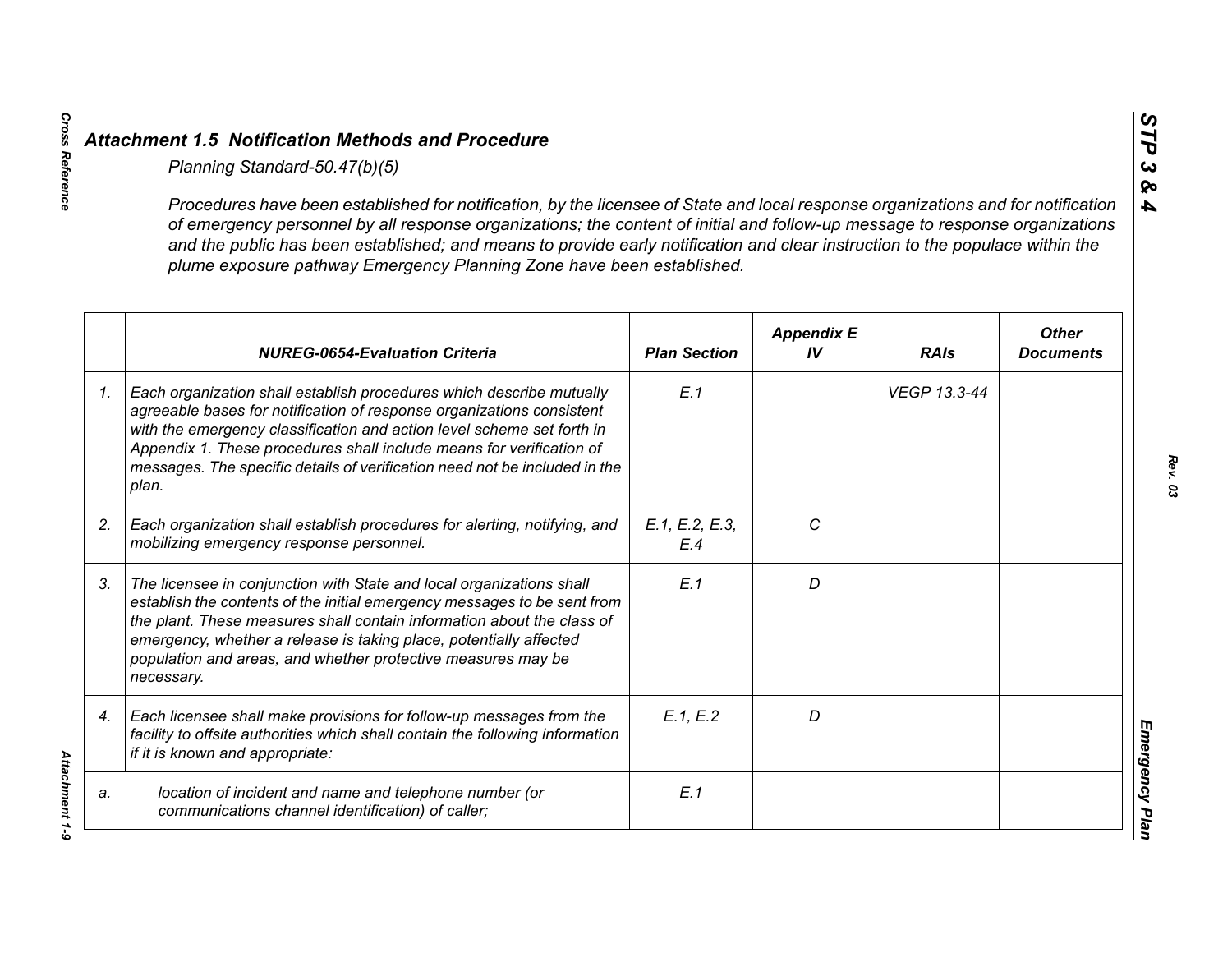## *Attachment 1.5 Notification Methods and Procedure*

*Planning Standard-50.47(b)(5)*

*Procedures have been established for notification, by the licensee of State and local response organizations and for notification of emergency personnel by all response organizations; the content of initial and follow-up message to response organizations and the public has been established; and means to provide early notification and clear instruction to the populace within the plume exposure pathway Emergency Planning Zone have been established.*

| | *NUREG-0654-Evaluation Criteria* | *Plan Section* | *Appendix E IV* | *RAIs* | *Other Documents* |
|---|---|---|---|---|---|
| *1.* | *Each organization shall establish procedures which describe mutually agreeable bases for notification of response organizations consistent with the emergency classification and action level scheme set forth in Appendix 1. These procedures shall include means for verification of messages. The specific details of verification need not be included in the plan.* | *E.1* | | *VEGP 13.3-44* | |
| *2.* | *Each organization shall establish procedures for alerting, notifying, and mobilizing emergency response personnel.* | *E.1, E.2, E.3, E.4* | *C* | | |
| *3.* | *The licensee in conjunction with State and local organizations shall establish the contents of the initial emergency messages to be sent from the plant. These measures shall contain information about the class of emergency, whether a release is taking place, potentially affected population and areas, and whether protective measures may be necessary.* | *E.1* | *D* | | |
| *4.* | *Each licensee shall make provisions for follow-up messages from the facility to offsite authorities which shall contain the following information if it is known and appropriate:* | *E.1, E.2* | *D* | | |
| *a.* | *location of incident and name and telephone number (or communications channel identification) of caller;* | *E.1* | | | |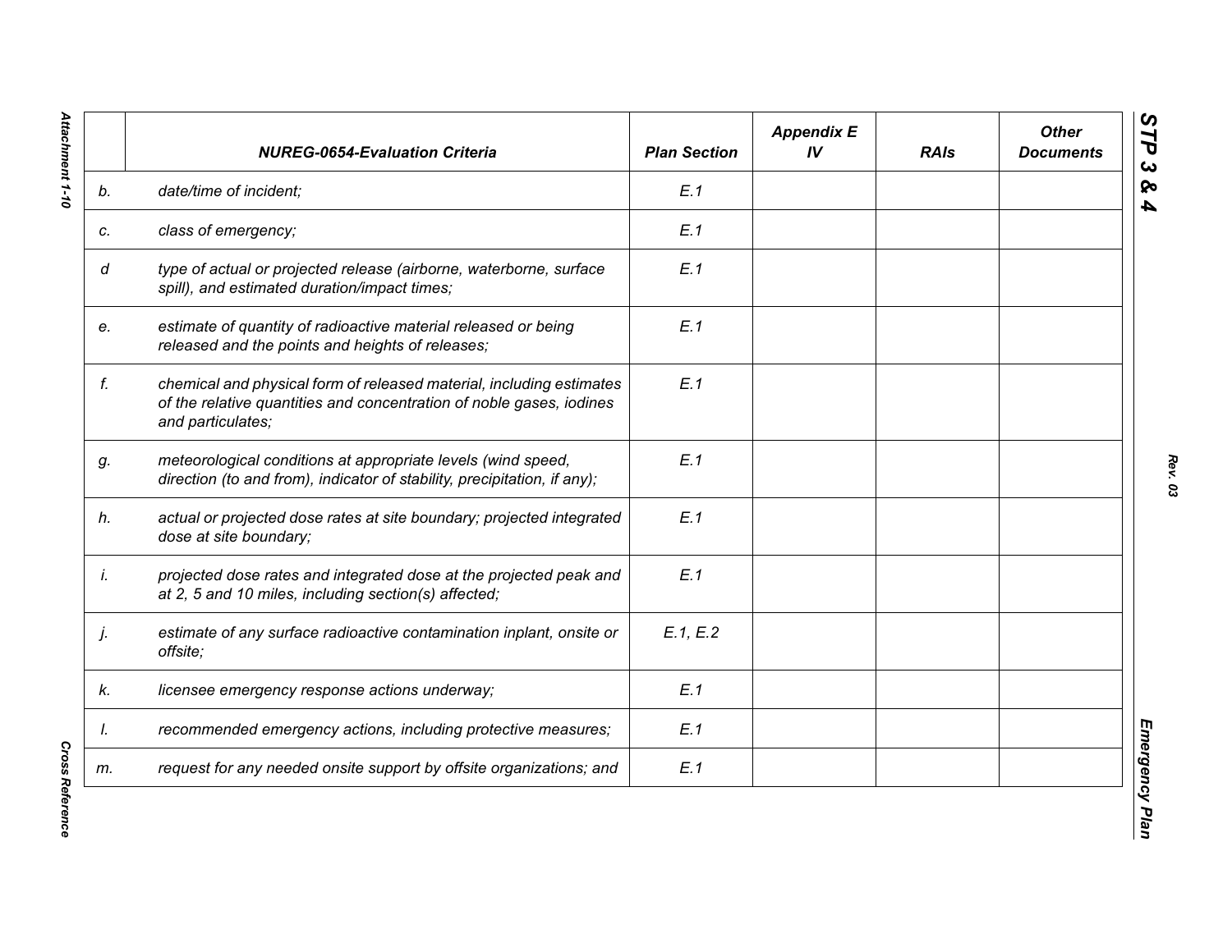| | NUREG-0654-Evaluation Criteria | Plan Section | Appendix E IV | RAIs | Other Documents |
|---|---|---|---|---|---|
| *b.* | *date/time of incident;* | *E.1* | | | |
| *c.* | *class of emergency;* | *E.1* | | | |
| *d* | *type of actual or projected release (airborne, waterborne, surface spill), and estimated duration/impact times;* | *E.1* | | | |
| *e.* | *estimate of quantity of radioactive material released or being released and the points and heights of releases;* | *E.1* | | | |
| *f.* | *chemical and physical form of released material, including estimates of the relative quantities and concentration of noble gases, iodines and particulates;* | *E.1* | | | |
| *g.* | *meteorological conditions at appropriate levels (wind speed, direction (to and from), indicator of stability, precipitation, if any);* | *E.1* | | | |
| *h.* | *actual or projected dose rates at site boundary; projected integrated dose at site boundary;* | *E.1* | | | |
| *i.* | *projected dose rates and integrated dose at the projected peak and at 2, 5 and 10 miles, including section(s) affected;* | *E.1* | | | |
| *j.* | *estimate of any surface radioactive contamination inplant, onsite or offsite;* | *E.1, E.2* | | | |
| *k.* | *licensee emergency response actions underway;* | *E.1* | | | |
| *l.* | *recommended emergency actions, including protective measures;* | *E.1* | | | |
| *m.* | *request for any needed onsite support by offsite organizations; and* | *E.1* | | | |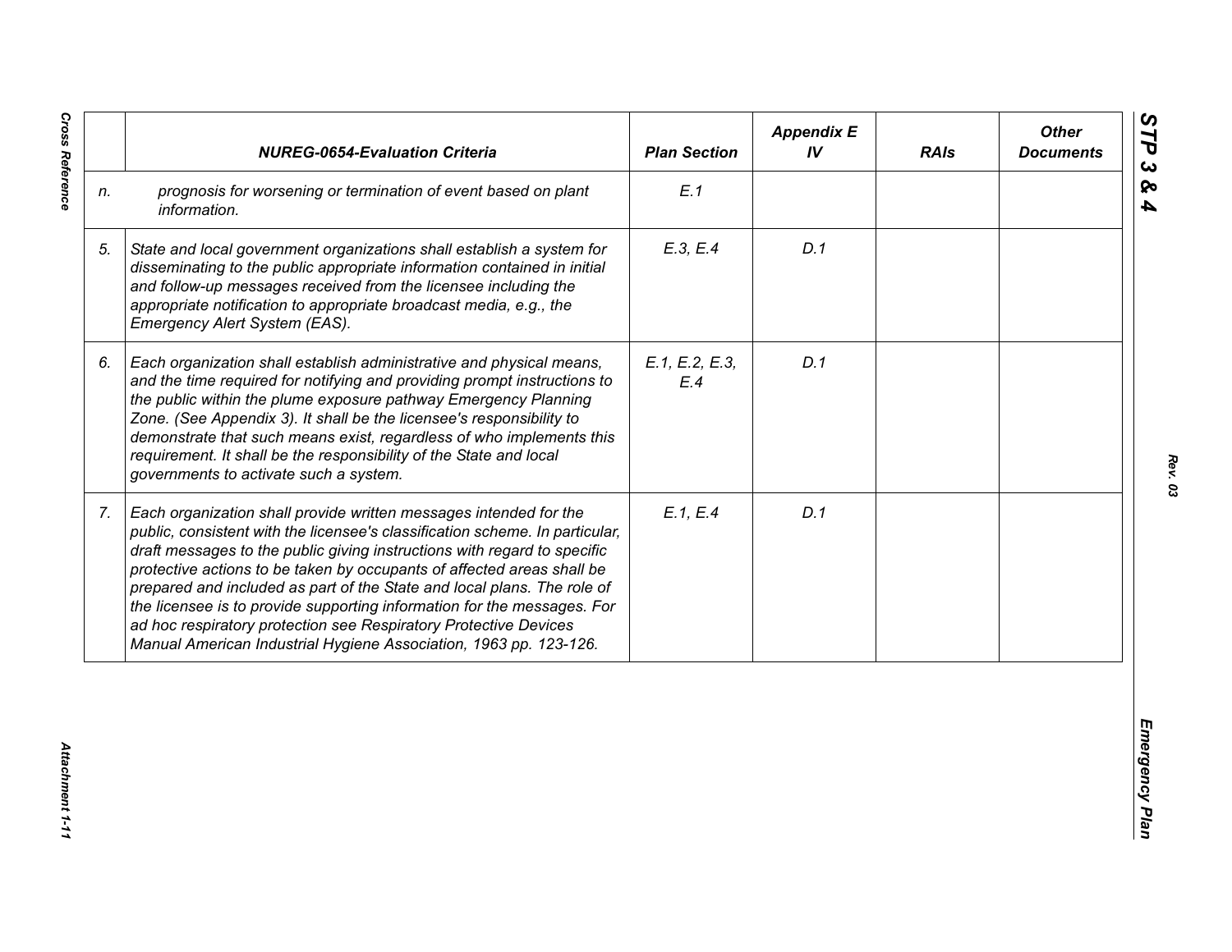| | NUREG-0654-Evaluation Criteria | Plan Section | Appendix E IV | RAIs | Other Documents |
|---|---|---|---|---|---|
| n. | *prognosis for worsening or termination of event based on plant information.* | E.1 | | | |
| 5. | *State and local government organizations shall establish a system for disseminating to the public appropriate information contained in initial and follow-up messages received from the licensee including the appropriate notification to appropriate broadcast media, e.g., the Emergency Alert System (EAS).* | E.3, E.4 | D.1 | | |
| 6. | *Each organization shall establish administrative and physical means, and the time required for notifying and providing prompt instructions to the public within the plume exposure pathway Emergency Planning Zone. (See Appendix 3). It shall be the licensee's responsibility to demonstrate that such means exist, regardless of who implements this requirement. It shall be the responsibility of the State and local governments to activate such a system.* | E.1, E.2, E.3, E.4 | D.1 | | |
| 7. | *Each organization shall provide written messages intended for the public, consistent with the licensee's classification scheme. In particular, draft messages to the public giving instructions with regard to specific protective actions to be taken by occupants of affected areas shall be prepared and included as part of the State and local plans. The role of the licensee is to provide supporting information for the messages. For ad hoc respiratory protection see Respiratory Protective Devices Manual American Industrial Hygiene Association, 1963 pp. 123-126.* | E.1, E.4 | D.1 | | |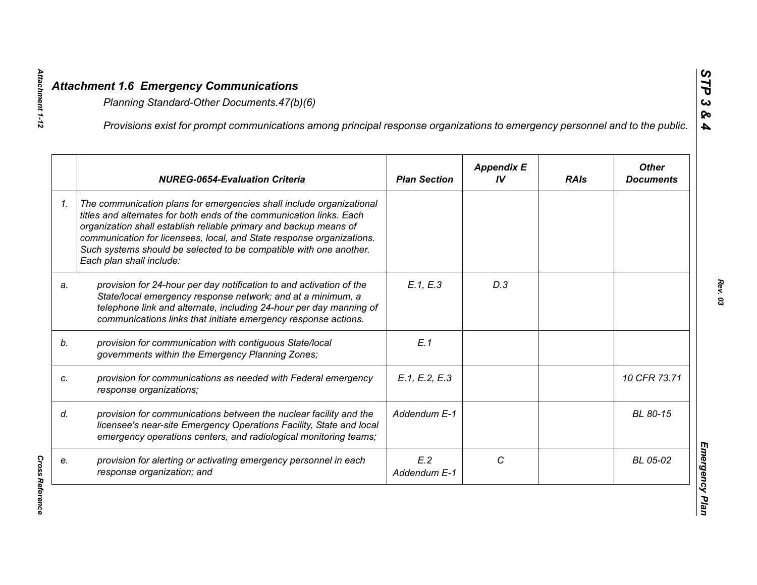## *Attachment 1.6 Emergency Communications*

*Planning Standard-Other Documents.47(b)(6)*

*Provisions exist for prompt communications among principal response organizations to emergency personnel and to the public.*

| | *NUREG-0654-Evaluation Criteria* | *Plan Section* | *Appendix E IV* | *RAIs* | *Other Documents* |
|---|---|---|---|---|---|
| *1.* | *The communication plans for emergencies shall include organizational titles and alternates for both ends of the communication links. Each organization shall establish reliable primary and backup means of communication for licensees, local, and State response organizations. Such systems should be selected to be compatible with one another. Each plan shall include:* | | | | |
| *a.* | *provision for 24-hour per day notification to and activation of the State/local emergency response network; and at a minimum, a telephone link and alternate, including 24-hour per day manning of communications links that initiate emergency response actions.* | *E.1, E.3* | *D.3* | | |
| *b.* | *provision for communication with contiguous State/local governments within the Emergency Planning Zones;* | *E.1* | | | |
| *c.* | *provision for communications as needed with Federal emergency response organizations;* | *E.1, E.2, E.3* | | | *10 CFR 73.71* |
| *d.* | *provision for communications between the nuclear facility and the licensee's near-site Emergency Operations Facility, State and local emergency operations centers, and radiological monitoring teams;* | *Addendum E-1* | | | *BL 80-15* |
| *e.* | *provision for alerting or activating emergency personnel in each response organization; and* | *E.2 Addendum E-1* | *C* | | *BL 05-02* |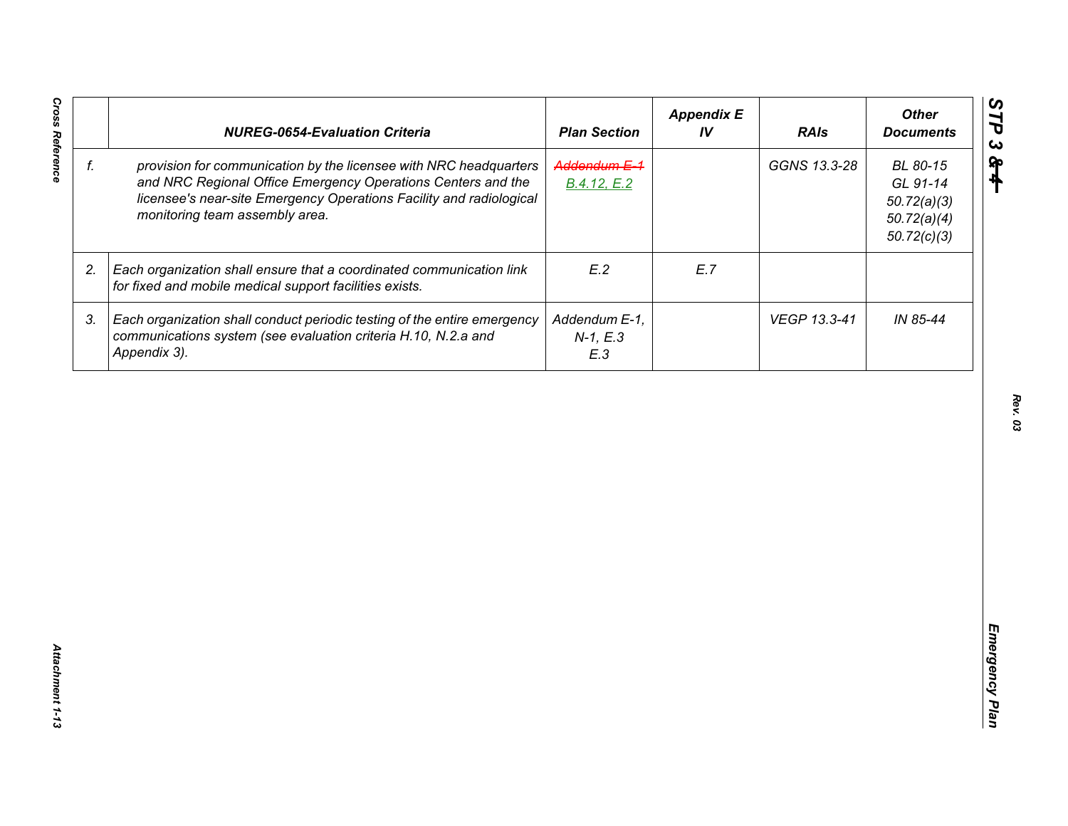|  | NUREG-0654-Evaluation Criteria | Plan Section | Appendix E IV | RAIs | Other Documents |
|---|---|---|---|---|---|
| f. | provision for communication by the licensee with NRC headquarters and NRC Regional Office Emergency Operations Centers and the licensee's near-site Emergency Operations Facility and radiological monitoring team assembly area. | ~~Addendum E-1~~ B.4.12, E.2 |  | GGNS 13.3-28 | BL 80-15<br>GL 91-14<br>50.72(a)(3)<br>50.72(a)(4)<br>50.72(c)(3) |
| 2. | Each organization shall ensure that a coordinated communication link for fixed and mobile medical support facilities exists. | E.2 | E.7 |  |  |
| 3. | Each organization shall conduct periodic testing of the entire emergency communications system (see evaluation criteria H.10, N.2.a and Appendix 3). | Addendum E-1, N-1, E.3<br>E.3 |  | VEGP 13.3-41 | IN 85-44 |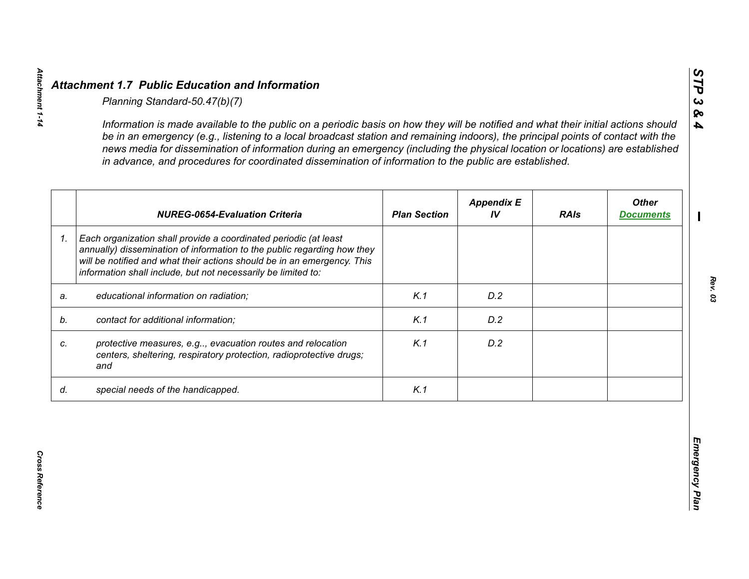## *Attachment 1.7 Public Education and Information*

*Planning Standard-50.47(b)(7)*

*Information is made available to the public on a periodic basis on how they will be notified and what their initial actions should be in an emergency (e.g., listening to a local broadcast station and remaining indoors), the principal points of contact with the news media for dissemination of information during an emergency (including the physical location or locations) are established in advance, and procedures for coordinated dissemination of information to the public are established.*

| | ***NUREG-0654-Evaluation Criteria*** | ***Plan Section*** | ***Appendix E IV*** | ***RAIs*** | ***Other Documents*** |
|---|---|---|---|---|---|
| *1.* | *Each organization shall provide a coordinated periodic (at least annually) dissemination of information to the public regarding how they will be notified and what their actions should be in an emergency. This information shall include, but not necessarily be limited to:* | | | | |
| *a.* | *educational information on radiation;* | *K.1* | *D.2* | | |
| *b.* | *contact for additional information;* | *K.1* | *D.2* | | |
| *c.* | *protective measures, e.g.., evacuation routes and relocation centers, sheltering, respiratory protection, radioprotective drugs; and* | *K.1* | *D.2* | | |
| *d.* | *special needs of the handicapped.* | *K.1* | | | |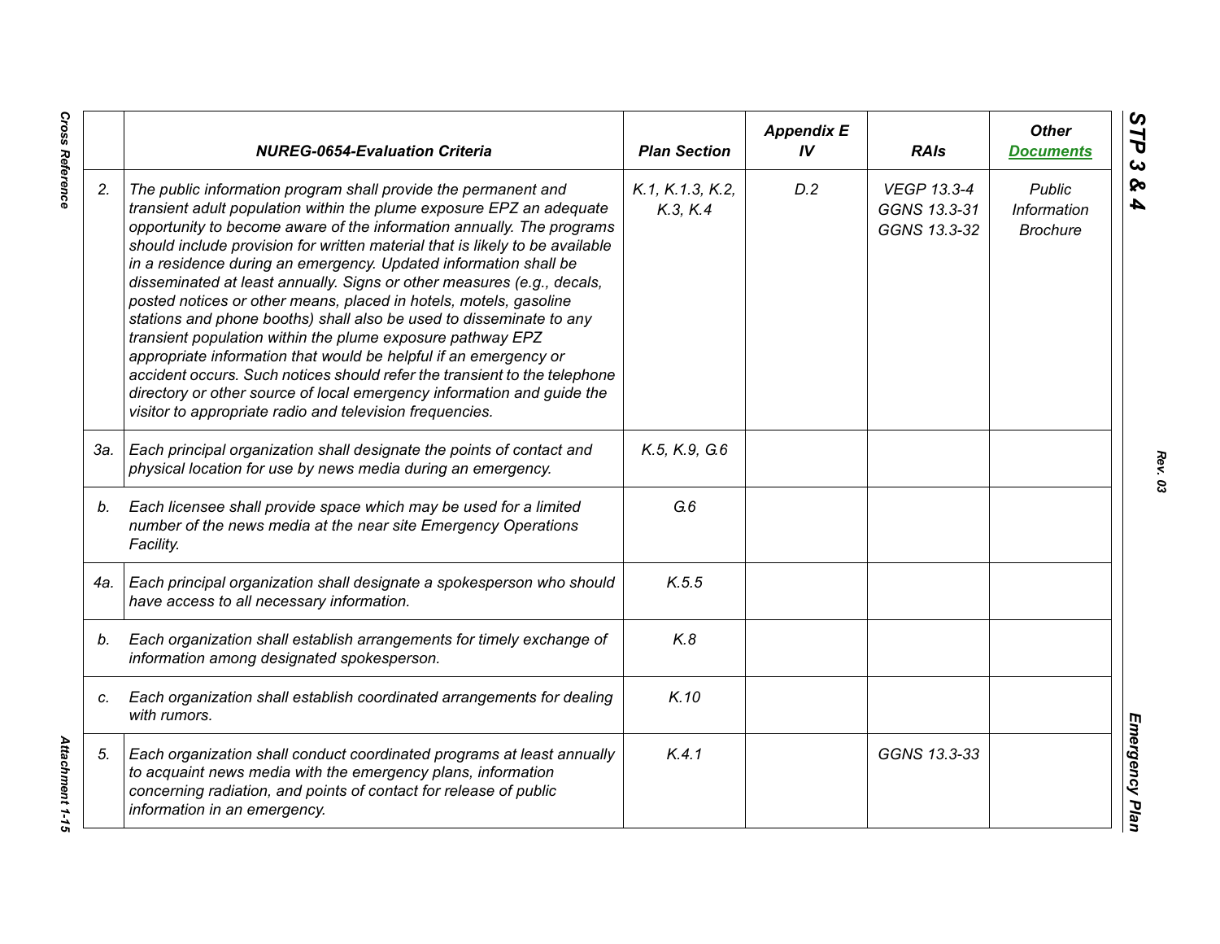| | *NUREG-0654-Evaluation Criteria* | *Plan Section* | *Appendix E IV* | *RAIs* | *Other Documents* |
|---|---|---|---|---|---|
| *2.* | *The public information program shall provide the permanent and transient adult population within the plume exposure EPZ an adequate opportunity to become aware of the information annually. The programs should include provision for written material that is likely to be available in a residence during an emergency. Updated information shall be disseminated at least annually. Signs or other measures (e.g., decals, posted notices or other means, placed in hotels, motels, gasoline stations and phone booths) shall also be used to disseminate to any transient population within the plume exposure pathway EPZ appropriate information that would be helpful if an emergency or accident occurs. Such notices should refer the transient to the telephone directory or other source of local emergency information and guide the visitor to appropriate radio and television frequencies.* | *K.1, K.1.3, K.2, K.3, K.4* | *D.2* | *VEGP 13.3-4 GGNS 13.3-31 GGNS 13.3-32* | *Public Information Brochure* |
| *3a.* | *Each principal organization shall designate the points of contact and physical location for use by news media during an emergency.* | *K.5, K.9, G.6* | | | |
| *b.* | *Each licensee shall provide space which may be used for a limited number of the news media at the near site Emergency Operations Facility.* | *G.6* | | | |
| *4a.* | *Each principal organization shall designate a spokesperson who should have access to all necessary information.* | *K.5.5* | | | |
| *b.* | *Each organization shall establish arrangements for timely exchange of information among designated spokesperson.* | *K.8* | | | |
| *c.* | *Each organization shall establish coordinated arrangements for dealing with rumors.* | *K.10* | | | |
| *5.* | *Each organization shall conduct coordinated programs at least annually to acquaint news media with the emergency plans, information concerning radiation, and points of contact for release of public information in an emergency.* | *K.4.1* | | *GGNS 13.3-33* | |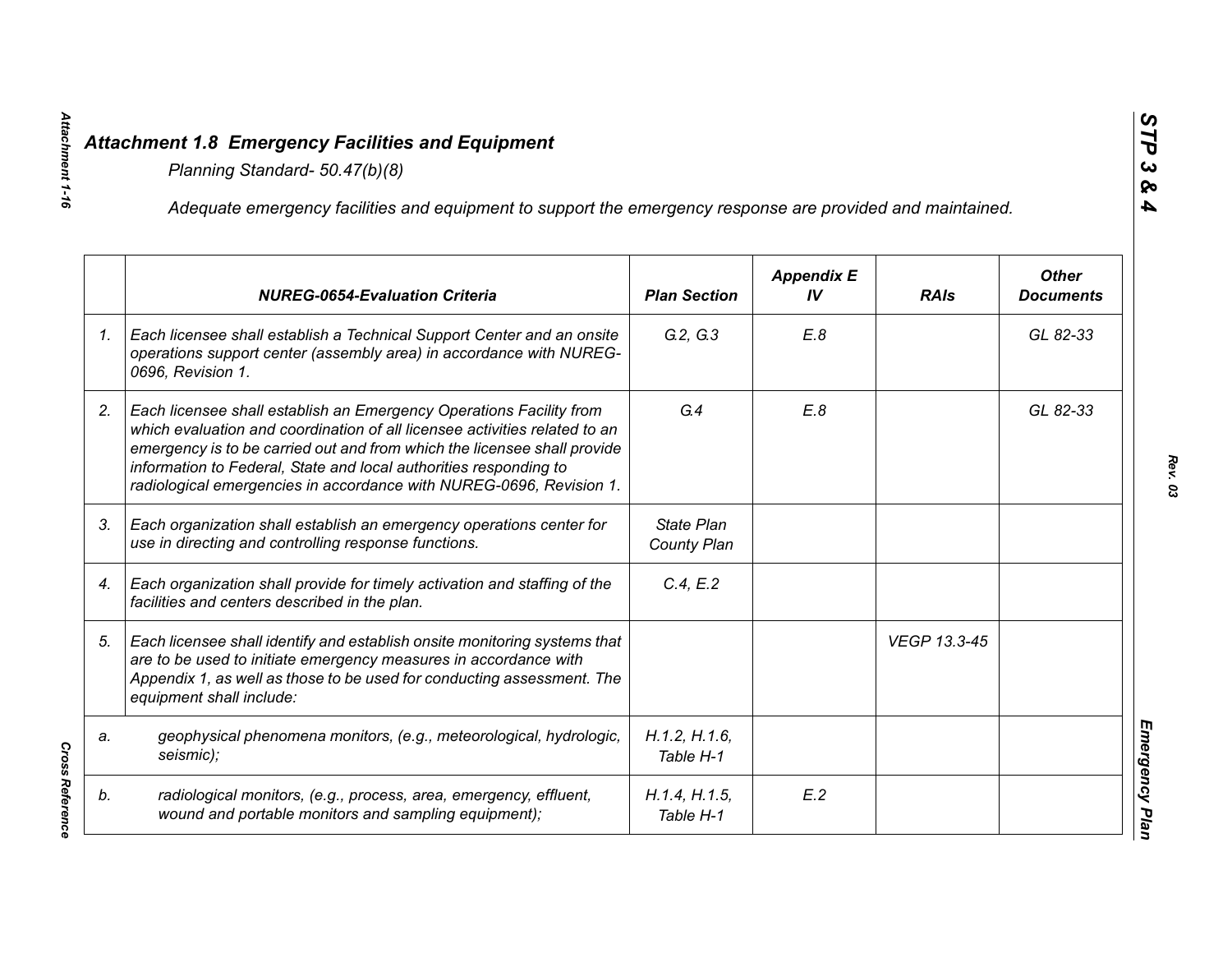# Attachment 1.8 Emergency Facilities and Equipment

*Planning Standard- 50.47(b)(8)*

*Adequate emergency facilities and equipment to support the emergency response are provided and maintained.*

| | NUREG-0654-Evaluation Criteria | Plan Section | Appendix E IV | RAIs | Other Documents |
|---|---|---|---|---|---|
| 1. | Each licensee shall establish a Technical Support Center and an onsite operations support center (assembly area) in accordance with NUREG-0696, Revision 1. | G.2, G.3 | E.8 | | GL 82-33 |
| 2. | Each licensee shall establish an Emergency Operations Facility from which evaluation and coordination of all licensee activities related to an emergency is to be carried out and from which the licensee shall provide information to Federal, State and local authorities responding to radiological emergencies in accordance with NUREG-0696, Revision 1. | G.4 | E.8 | | GL 82-33 |
| 3. | Each organization shall establish an emergency operations center for use in directing and controlling response functions. | State Plan County Plan | | | |
| 4. | Each organization shall provide for timely activation and staffing of the facilities and centers described in the plan. | C.4, E.2 | | | |
| 5. | Each licensee shall identify and establish onsite monitoring systems that are to be used to initiate emergency measures in accordance with Appendix 1, as well as those to be used for conducting assessment. The equipment shall include: | | | VEGP 13.3-45 | |
| a. | geophysical phenomena monitors, (e.g., meteorological, hydrologic, seismic); | H.1.2, H.1.6, Table H-1 | | | |
| b. | radiological monitors, (e.g., process, area, emergency, effluent, wound and portable monitors and sampling equipment); | H.1.4, H.1.5, Table H-1 | E.2 | | |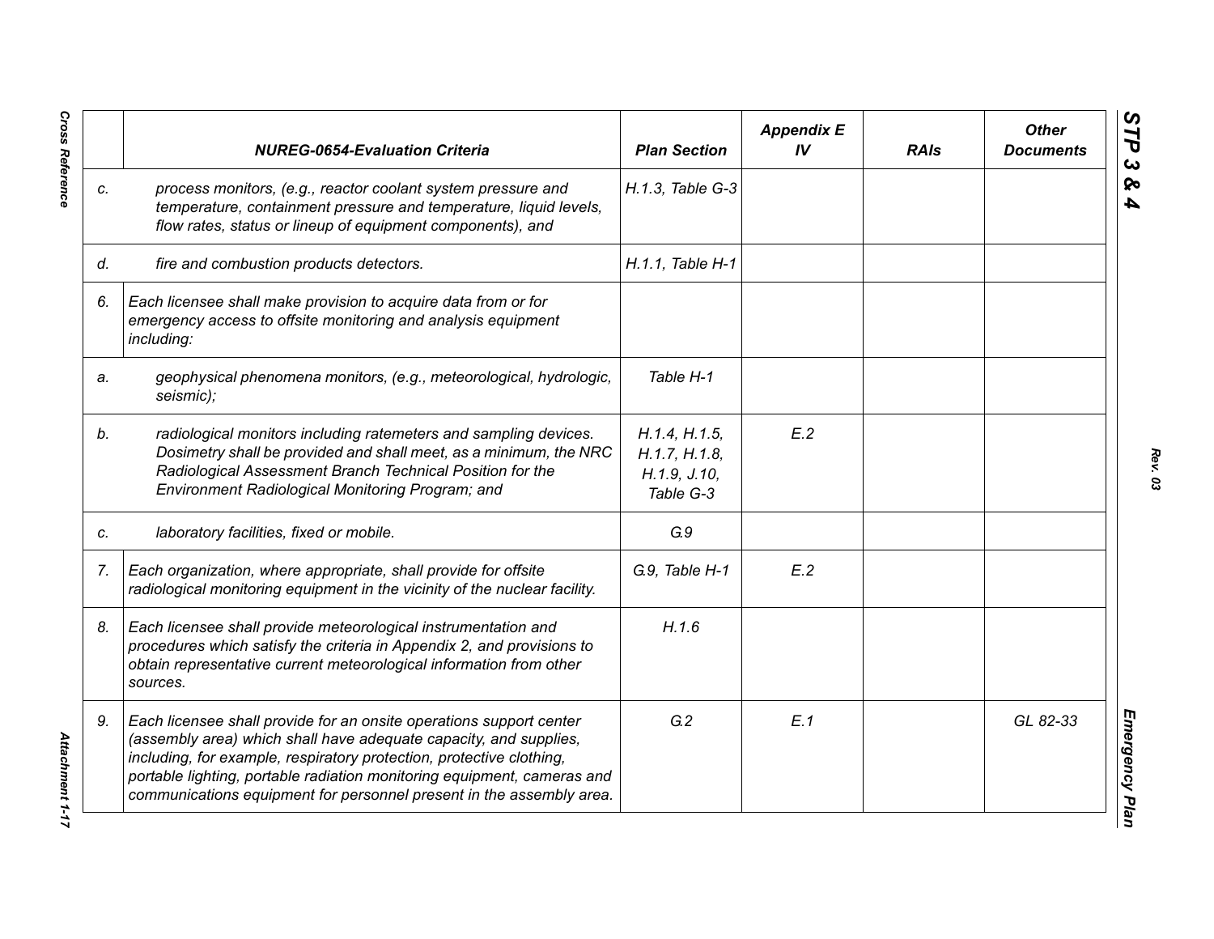| | NUREG-0654-Evaluation Criteria | Plan Section | Appendix E IV | RAIs | Other Documents |
|---|---|---|---|---|---|
| c. | *process monitors, (e.g., reactor coolant system pressure and temperature, containment pressure and temperature, liquid levels, flow rates, status or lineup of equipment components), and* | H.1.3, Table G-3 | | | |
| d. | *fire and combustion products detectors.* | H.1.1, Table H-1 | | | |
| 6. | *Each licensee shall make provision to acquire data from or for emergency access to offsite monitoring and analysis equipment including:* | | | | |
| a. | *geophysical phenomena monitors, (e.g., meteorological, hydrologic, seismic);* | Table H-1 | | | |
| b. | *radiological monitors including ratemeters and sampling devices. Dosimetry shall be provided and shall meet, as a minimum, the NRC Radiological Assessment Branch Technical Position for the Environment Radiological Monitoring Program; and* | H.1.4, H.1.5, H.1.7, H.1.8, H.1.9, J.10, Table G-3 | E.2 | | |
| c. | *laboratory facilities, fixed or mobile.* | G.9 | | | |
| 7. | *Each organization, where appropriate, shall provide for offsite radiological monitoring equipment in the vicinity of the nuclear facility.* | G.9, Table H-1 | E.2 | | |
| 8. | *Each licensee shall provide meteorological instrumentation and procedures which satisfy the criteria in Appendix 2, and provisions to obtain representative current meteorological information from other sources.* | H.1.6 | | | |
| 9. | *Each licensee shall provide for an onsite operations support center (assembly area) which shall have adequate capacity, and supplies, including, for example, respiratory protection, protective clothing, portable lighting, portable radiation monitoring equipment, cameras and communications equipment for personnel present in the assembly area.* | G.2 | E.1 | | GL 82-33 |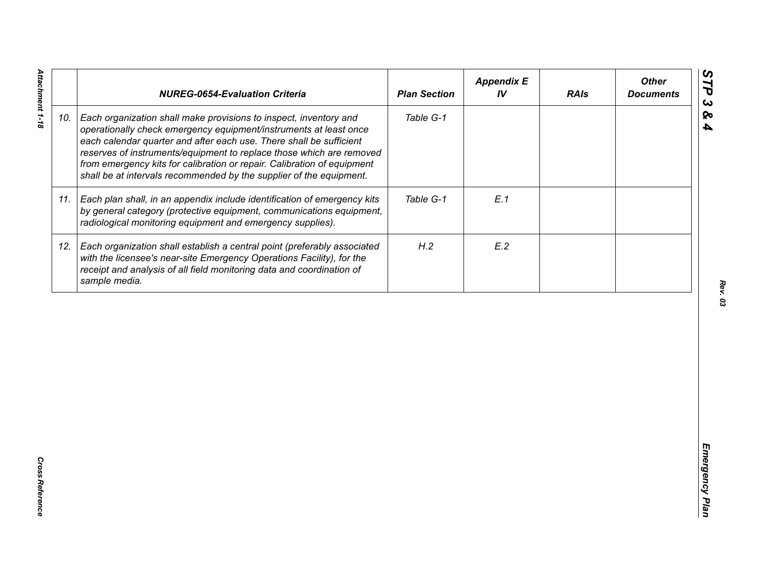|  | NUREG-0654-Evaluation Criteria | Plan Section | Appendix E IV | RAIs | Other Documents |
|---|---|---|---|---|---|
| 10. | *Each organization shall make provisions to inspect, inventory and operationally check emergency equipment/instruments at least once each calendar quarter and after each use. There shall be sufficient reserves of instruments/equipment to replace those which are removed from emergency kits for calibration or repair. Calibration of equipment shall be at intervals recommended by the supplier of the equipment.* | *Table G-1* |  |  |  |
| 11. | *Each plan shall, in an appendix include identification of emergency kits by general category (protective equipment, communications equipment, radiological monitoring equipment and emergency supplies).* | *Table G-1* | *E.1* |  |  |
| 12. | *Each organization shall establish a central point (preferably associated with the licensee's near-site Emergency Operations Facility), for the receipt and analysis of all field monitoring data and coordination of sample media.* | *H.2* | *E.2* |  |  |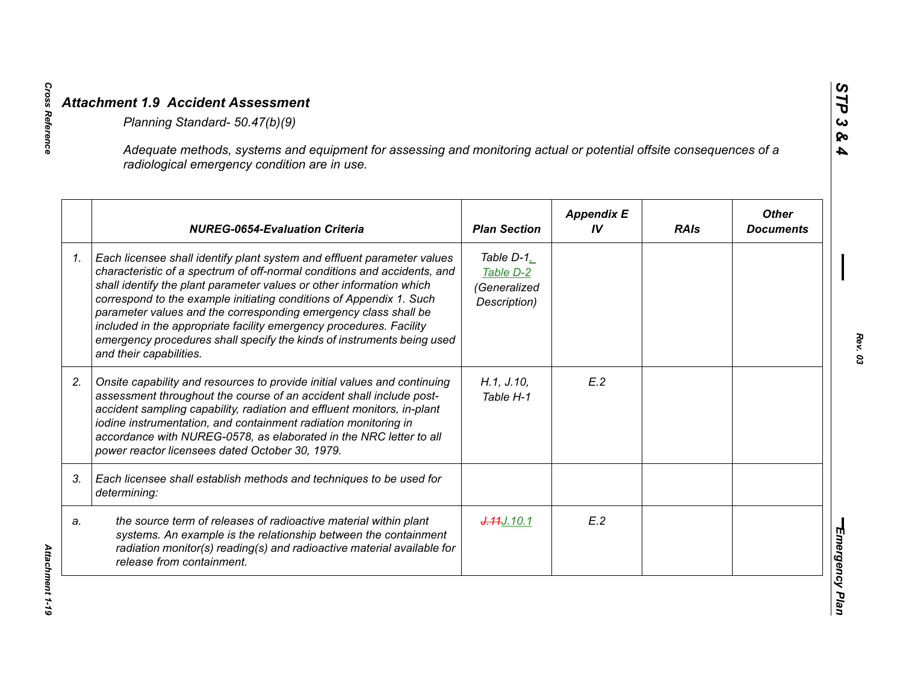## *Attachment 1.9 Accident Assessment*

*Planning Standard- 50.47(b)(9)*

*Adequate methods, systems and equipment for assessing and monitoring actual or potential offsite consequences of a radiological emergency condition are in use.*

| | NUREG-0654-Evaluation Criteria | Plan Section | Appendix E IV | RAIs | Other Documents |
|---|---|---|---|---|---|
| *1.* | *Each licensee shall identify plant system and effluent parameter values characteristic of a spectrum of off-normal conditions and accidents, and shall identify the plant parameter values or other information which correspond to the example initiating conditions of Appendix 1. Such parameter values and the corresponding emergency class shall be included in the appropriate facility emergency procedures. Facility emergency procedures shall specify the kinds of instruments being used and their capabilities.* | *Table D-1, Table D-2 (Generalized Description)* | | | |
| *2.* | *Onsite capability and resources to provide initial values and continuing assessment throughout the course of an accident shall include post-accident sampling capability, radiation and effluent monitors, in-plant iodine instrumentation, and containment radiation monitoring in accordance with NUREG-0578, as elaborated in the NRC letter to all power reactor licensees dated October 30, 1979.* | *H.1, J.10, Table H-1* | *E.2* | | |
| *3.* | *Each licensee shall establish methods and techniques to be used for determining:* | | | | |
| *a.* | *the source term of releases of radioactive material within plant systems. An example is the relationship between the containment radiation monitor(s) reading(s) and radioactive material available for release from containment.* | *~~J.11~~J.10.1* | *E.2* | | |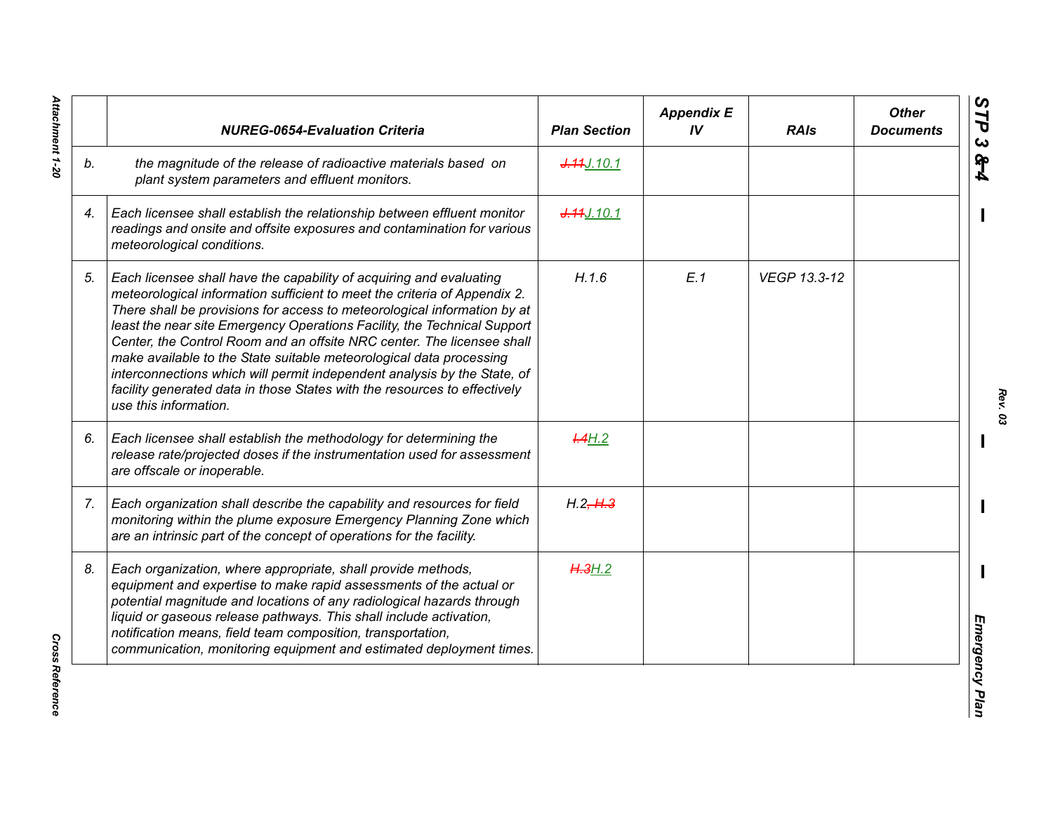| | NUREG-0654-Evaluation Criteria | Plan Section | Appendix E IV | RAIs | Other Documents |
|---|---|---|---|---|---|
| b. | *the magnitude of the release of radioactive materials based on plant system parameters and effluent monitors.* | ~~J.11~~J.10.1 | | | |
| 4. | *Each licensee shall establish the relationship between effluent monitor readings and onsite and offsite exposures and contamination for various meteorological conditions.* | ~~J.11~~J.10.1 | | | |
| 5. | *Each licensee shall have the capability of acquiring and evaluating meteorological information sufficient to meet the criteria of Appendix 2. There shall be provisions for access to meteorological information by at least the near site Emergency Operations Facility, the Technical Support Center, the Control Room and an offsite NRC center. The licensee shall make available to the State suitable meteorological data processing interconnections which will permit independent analysis by the State, of facility generated data in those States with the resources to effectively use this information.* | H.1.6 | E.1 | VEGP 13.3-12 | |
| 6. | *Each licensee shall establish the methodology for determining the release rate/projected doses if the instrumentation used for assessment are offscale or inoperable.* | ~~I.4~~H.2 | | | |
| 7. | *Each organization shall describe the capability and resources for field monitoring within the plume exposure Emergency Planning Zone which are an intrinsic part of the concept of operations for the facility.* | H.2~~, H.3~~ | | | |
| 8. | *Each organization, where appropriate, shall provide methods, equipment and expertise to make rapid assessments of the actual or potential magnitude and locations of any radiological hazards through liquid or gaseous release pathways. This shall include activation, notification means, field team composition, transportation, communication, monitoring equipment and estimated deployment times.* | ~~H.3~~H.2 | | | |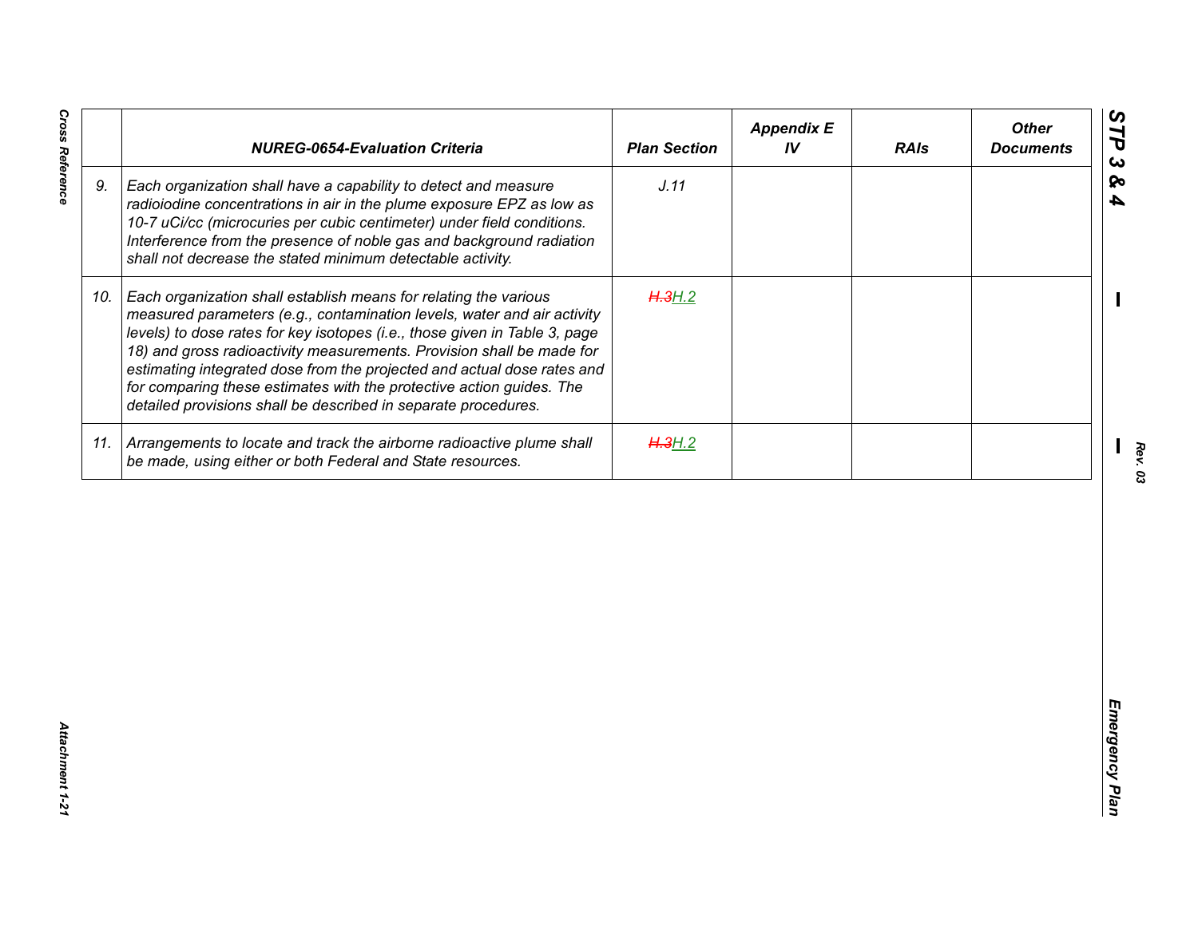|  | NUREG-0654-Evaluation Criteria | Plan Section | Appendix E IV | RAIs | Other Documents |
|---|---|---|---|---|---|
| 9. | *Each organization shall have a capability to detect and measure radioiodine concentrations in air in the plume exposure EPZ as low as 10-7 uCi/cc (microcuries per cubic centimeter) under field conditions. Interference from the presence of noble gas and background radiation shall not decrease the stated minimum detectable activity.* | *J.11* |  |  |  |
| 10. | *Each organization shall establish means for relating the various measured parameters (e.g., contamination levels, water and air activity levels) to dose rates for key isotopes (i.e., those given in Table 3, page 18) and gross radioactivity measurements. Provision shall be made for estimating integrated dose from the projected and actual dose rates and for comparing these estimates with the protective action guides. The detailed provisions shall be described in separate procedures.* | ~~*H.3*~~*H.2* |  |  |  |
| 11. | *Arrangements to locate and track the airborne radioactive plume shall be made, using either or both Federal and State resources.* | ~~*H.3*~~*H.2* |  |  |  |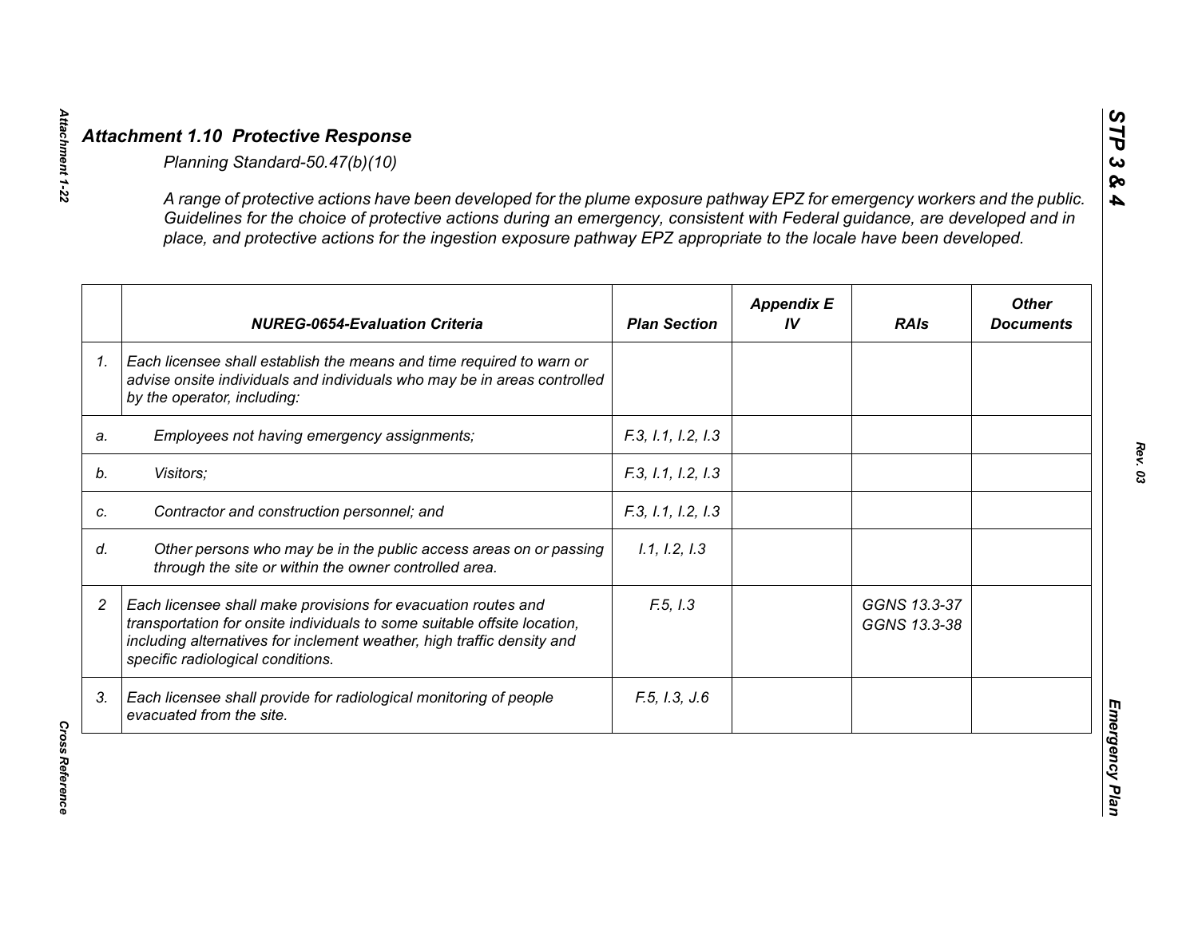## *Attachment 1.10 Protective Response*

*Planning Standard-50.47(b)(10)*

*A range of protective actions have been developed for the plume exposure pathway EPZ for emergency workers and the public. Guidelines for the choice of protective actions during an emergency, consistent with Federal guidance, are developed and in place, and protective actions for the ingestion exposure pathway EPZ appropriate to the locale have been developed.*

| | *NUREG-0654-Evaluation Criteria* | *Plan Section* | *Appendix E IV* | *RAIs* | *Other Documents* |
|---|---|---|---|---|---|
| *1.* | *Each licensee shall establish the means and time required to warn or advise onsite individuals and individuals who may be in areas controlled by the operator, including:* | | | | |
| *a.* | *Employees not having emergency assignments;* | *F.3, I.1, I.2, I.3* | | | |
| *b.* | *Visitors;* | *F.3, I.1, I.2, I.3* | | | |
| *c.* | *Contractor and construction personnel; and* | *F.3, I.1, I.2, I.3* | | | |
| *d.* | *Other persons who may be in the public access areas on or passing through the site or within the owner controlled area.* | *I.1, I.2, I.3* | | | |
| *2* | *Each licensee shall make provisions for evacuation routes and transportation for onsite individuals to some suitable offsite location, including alternatives for inclement weather, high traffic density and specific radiological conditions.* | *F.5, I.3* | | *GGNS 13.3-37 GGNS 13.3-38* | |
| *3.* | *Each licensee shall provide for radiological monitoring of people evacuated from the site.* | *F.5, I.3, J.6* | | | |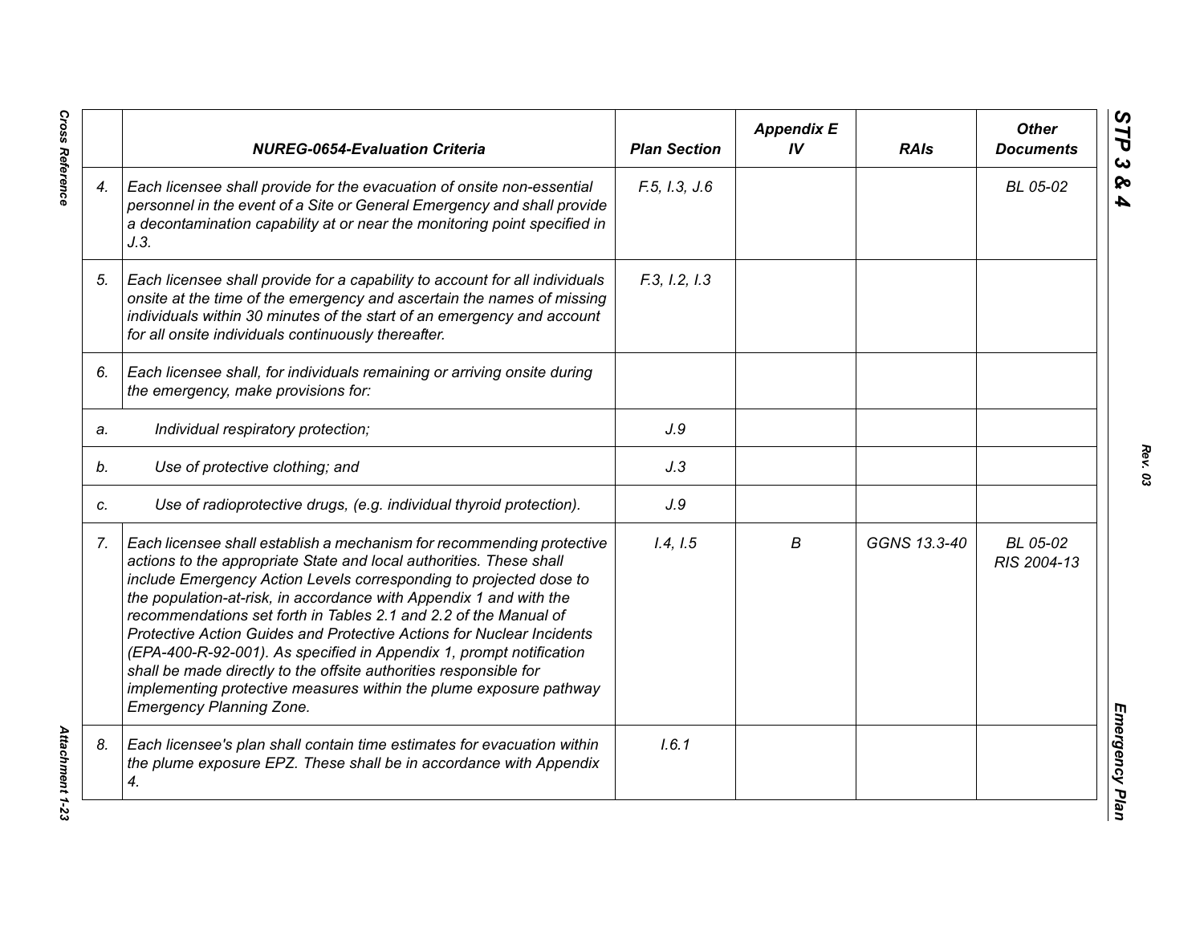| | NUREG-0654-Evaluation Criteria | Plan Section | Appendix E IV | RAIs | Other Documents |
|---|---|---|---|---|---|
| 4. | *Each licensee shall provide for the evacuation of onsite non-essential personnel in the event of a Site or General Emergency and shall provide a decontamination capability at or near the monitoring point specified in J.3.* | F.5, I.3, J.6 | | | BL 05-02 |
| 5. | *Each licensee shall provide for a capability to account for all individuals onsite at the time of the emergency and ascertain the names of missing individuals within 30 minutes of the start of an emergency and account for all onsite individuals continuously thereafter.* | F.3, I.2, I.3 | | | |
| 6. | *Each licensee shall, for individuals remaining or arriving onsite during the emergency, make provisions for:* | | | | |
| a. | *Individual respiratory protection;* | J.9 | | | |
| b. | *Use of protective clothing; and* | J.3 | | | |
| c. | *Use of radioprotective drugs, (e.g. individual thyroid protection).* | J.9 | | | |
| 7. | *Each licensee shall establish a mechanism for recommending protective actions to the appropriate State and local authorities. These shall include Emergency Action Levels corresponding to projected dose to the population-at-risk, in accordance with Appendix 1 and with the recommendations set forth in Tables 2.1 and 2.2 of the Manual of Protective Action Guides and Protective Actions for Nuclear Incidents (EPA-400-R-92-001). As specified in Appendix 1, prompt notification shall be made directly to the offsite authorities responsible for implementing protective measures within the plume exposure pathway Emergency Planning Zone.* | I.4, I.5 | B | GGNS 13.3-40 | BL 05-02 RIS 2004-13 |
| 8. | *Each licensee's plan shall contain time estimates for evacuation within the plume exposure EPZ. These shall be in accordance with Appendix 4.* | I.6.1 | | | |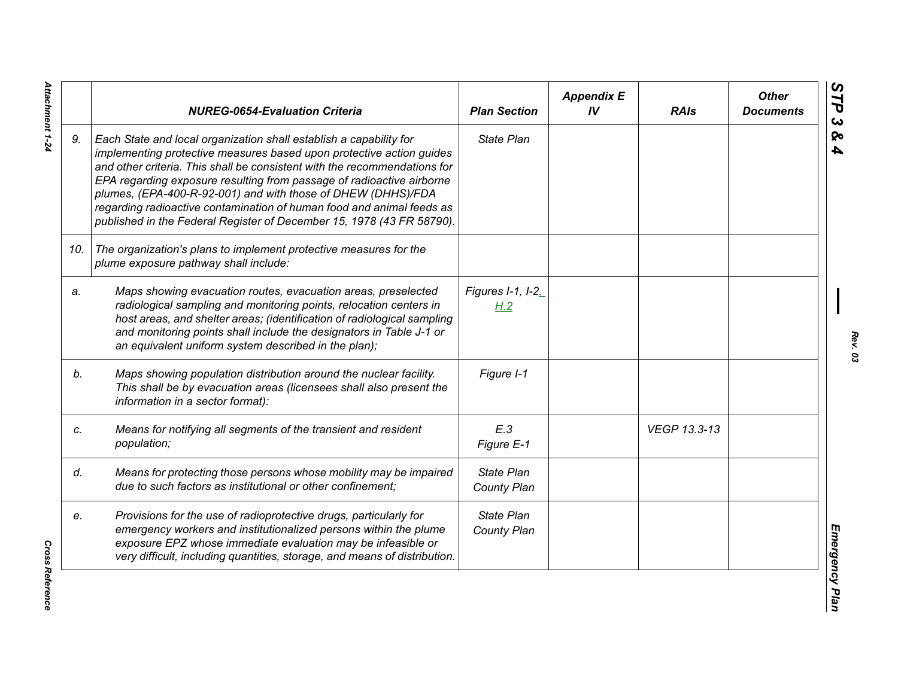| | NUREG-0654-Evaluation Criteria | Plan Section | Appendix E IV | RAIs | Other Documents |
|---|---|---|---|---|---|
| 9. | *Each State and local organization shall establish a capability for implementing protective measures based upon protective action guides and other criteria. This shall be consistent with the recommendations for EPA regarding exposure resulting from passage of radioactive airborne plumes, (EPA-400-R-92-001) and with those of DHEW (DHHS)/FDA regarding radioactive contamination of human food and animal feeds as published in the Federal Register of December 15, 1978 (43 FR 58790).* | State Plan | | | |
| 10. | *The organization's plans to implement protective measures for the plume exposure pathway shall include:* | | | | |
| a. | *Maps showing evacuation routes, evacuation areas, preselected radiological sampling and monitoring points, relocation centers in host areas, and shelter areas; (identification of radiological sampling and monitoring points shall include the designators in Table J-1 or an equivalent uniform system described in the plan);* | Figures I-1, I-2, H.2 | | | |
| b. | *Maps showing population distribution around the nuclear facility. This shall be by evacuation areas (licensees shall also present the information in a sector format):* | Figure I-1 | | | |
| c. | *Means for notifying all segments of the transient and resident population;* | E.3 Figure E-1 | | VEGP 13.3-13 | |
| d. | *Means for protecting those persons whose mobility may be impaired due to such factors as institutional or other confinement;* | State Plan County Plan | | | |
| e. | *Provisions for the use of radioprotective drugs, particularly for emergency workers and institutionalized persons within the plume exposure EPZ whose immediate evaluation may be infeasible or very difficult, including quantities, storage, and means of distribution.* | State Plan County Plan | | | |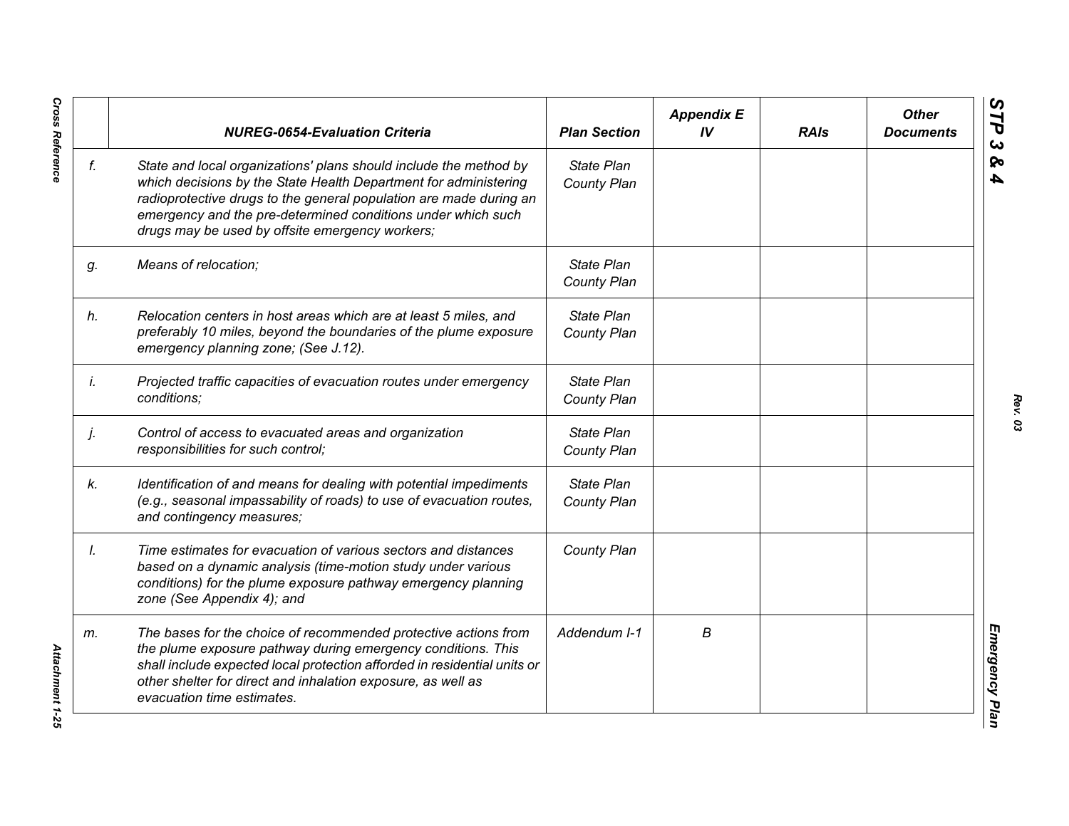| | NUREG-0654-Evaluation Criteria | Plan Section | Appendix E IV | RAIs | Other Documents |
|---|---|---|---|---|---|
| f. | *State and local organizations' plans should include the method by which decisions by the State Health Department for administering radioprotective drugs to the general population are made during an emergency and the pre-determined conditions under which such drugs may be used by offsite emergency workers;* | State Plan County Plan | | | |
| g. | *Means of relocation;* | State Plan County Plan | | | |
| h. | *Relocation centers in host areas which are at least 5 miles, and preferably 10 miles, beyond the boundaries of the plume exposure emergency planning zone; (See J.12).* | State Plan County Plan | | | |
| i. | *Projected traffic capacities of evacuation routes under emergency conditions;* | State Plan County Plan | | | |
| j. | *Control of access to evacuated areas and organization responsibilities for such control;* | State Plan County Plan | | | |
| k. | *Identification of and means for dealing with potential impediments (e.g., seasonal impassability of roads) to use of evacuation routes, and contingency measures;* | State Plan County Plan | | | |
| l. | *Time estimates for evacuation of various sectors and distances based on a dynamic analysis (time-motion study under various conditions) for the plume exposure pathway emergency planning zone (See Appendix 4); and* | County Plan | | | |
| m. | *The bases for the choice of recommended protective actions from the plume exposure pathway during emergency conditions. This shall include expected local protection afforded in residential units or other shelter for direct and inhalation exposure, as well as evacuation time estimates.* | Addendum I-1 | B | | |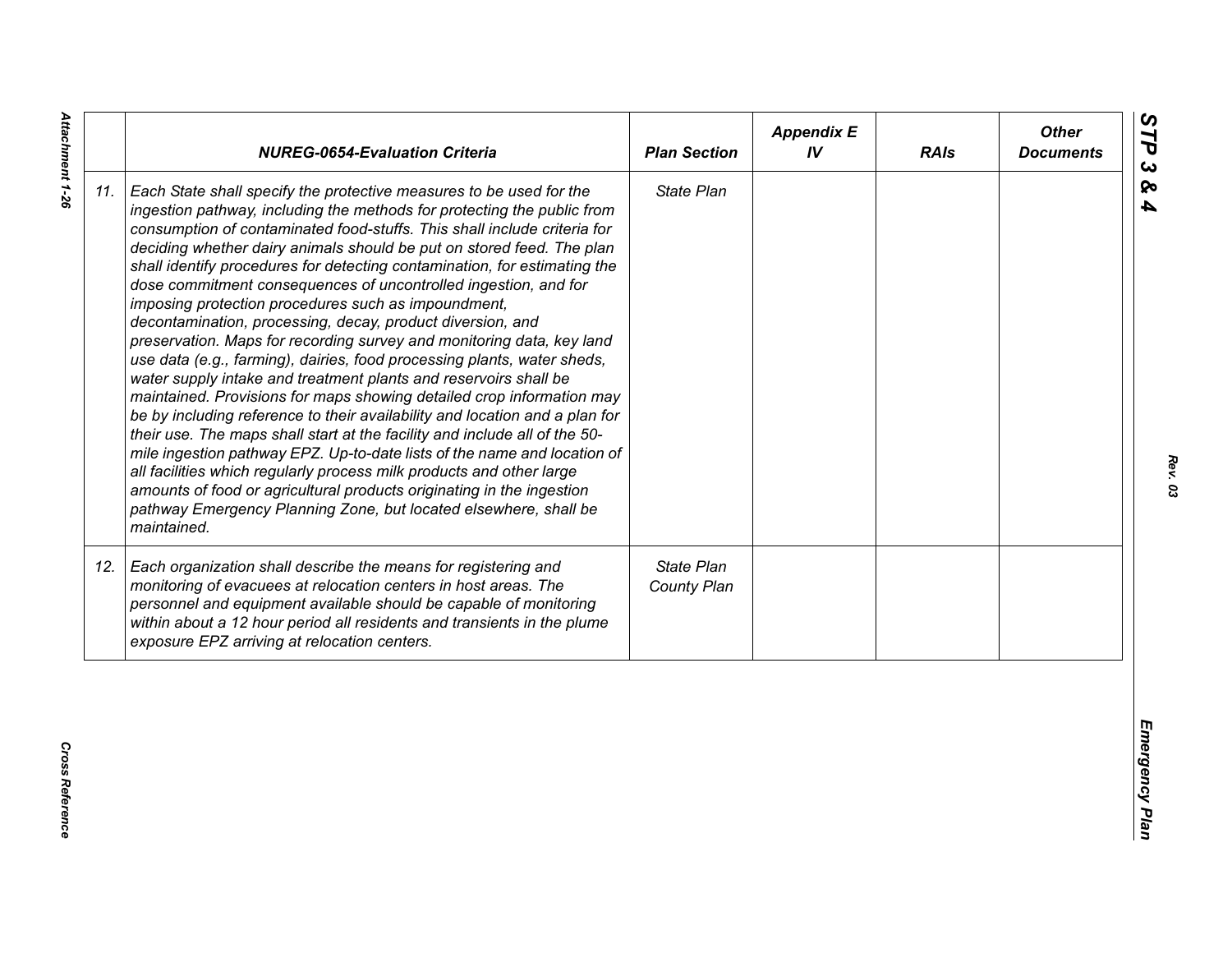|  | NUREG-0654-Evaluation Criteria | Plan Section | Appendix E IV | RAIs | Other Documents |
|---|---|---|---|---|---|
| 11. | *Each State shall specify the protective measures to be used for the ingestion pathway, including the methods for protecting the public from consumption of contaminated food-stuffs. This shall include criteria for deciding whether dairy animals should be put on stored feed. The plan shall identify procedures for detecting contamination, for estimating the dose commitment consequences of uncontrolled ingestion, and for imposing protection procedures such as impoundment, decontamination, processing, decay, product diversion, and preservation. Maps for recording survey and monitoring data, key land use data (e.g., farming), dairies, food processing plants, water sheds, water supply intake and treatment plants and reservoirs shall be maintained. Provisions for maps showing detailed crop information may be by including reference to their availability and location and a plan for their use. The maps shall start at the facility and include all of the 50-mile ingestion pathway EPZ. Up-to-date lists of the name and location of all facilities which regularly process milk products and other large amounts of food or agricultural products originating in the ingestion pathway Emergency Planning Zone, but located elsewhere, shall be maintained.* | *State Plan* |  |  |  |
| 12. | *Each organization shall describe the means for registering and monitoring of evacuees at relocation centers in host areas. The personnel and equipment available should be capable of monitoring within about a 12 hour period all residents and transients in the plume exposure EPZ arriving at relocation centers.* | *State Plan*<br>*County Plan* |  |  |  |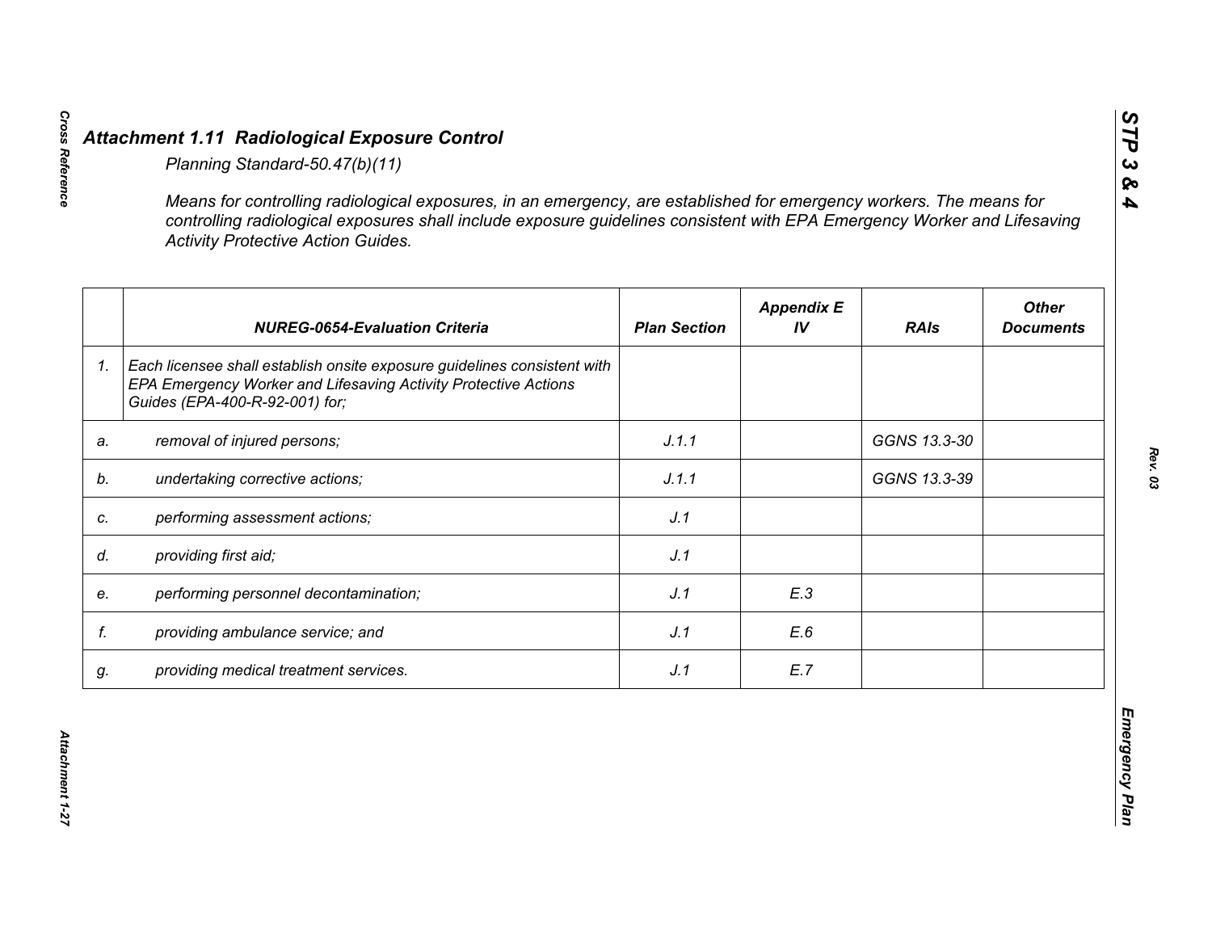## *Attachment 1.11 Radiological Exposure Control*

*Planning Standard-50.47(b)(11)*

*Means for controlling radiological exposures, in an emergency, are established for emergency workers. The means for controlling radiological exposures shall include exposure guidelines consistent with EPA Emergency Worker and Lifesaving Activity Protective Action Guides.*

| | NUREG-0654-Evaluation Criteria | Plan Section | Appendix E IV | RAIs | Other Documents |
|---|---|---|---|---|---|
| 1. | Each licensee shall establish onsite exposure guidelines consistent with EPA Emergency Worker and Lifesaving Activity Protective Actions Guides (EPA-400-R-92-001) for; | | | | |
| a. | removal of injured persons; | J.1.1 | | GGNS 13.3-30 | |
| b. | undertaking corrective actions; | J.1.1 | | GGNS 13.3-39 | |
| c. | performing assessment actions; | J.1 | | | |
| d. | providing first aid; | J.1 | | | |
| e. | performing personnel decontamination; | J.1 | E.3 | | |
| f. | providing ambulance service; and | J.1 | E.6 | | |
| g. | providing medical treatment services. | J.1 | E.7 | | |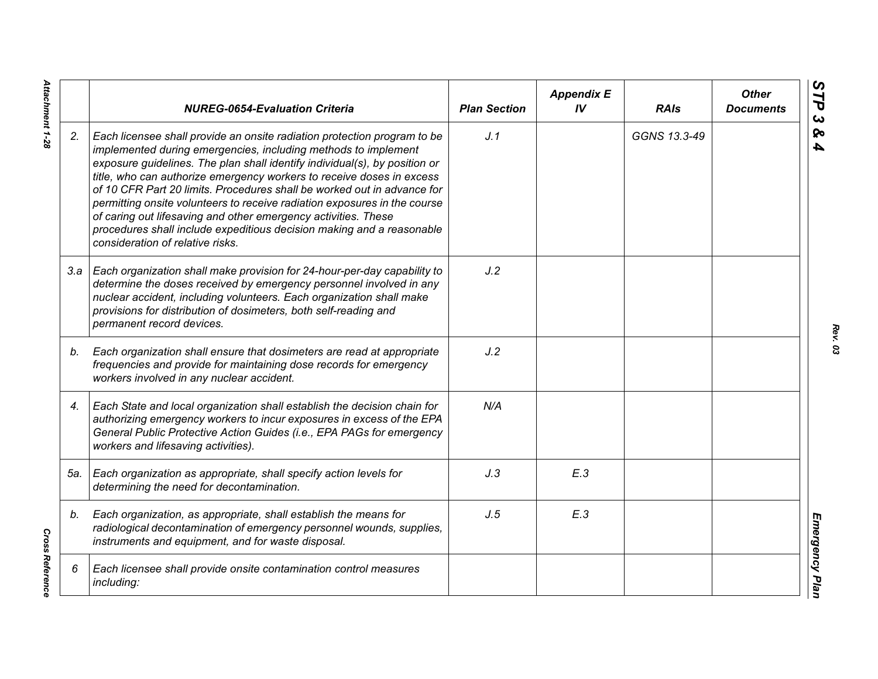| | *NUREG-0654-Evaluation Criteria* | *Plan Section* | *Appendix E IV* | *RAIs* | *Other Documents* |
|---|---|---|---|---|---|
| *2.* | *Each licensee shall provide an onsite radiation protection program to be implemented during emergencies, including methods to implement exposure guidelines. The plan shall identify individual(s), by position or title, who can authorize emergency workers to receive doses in excess of 10 CFR Part 20 limits. Procedures shall be worked out in advance for permitting onsite volunteers to receive radiation exposures in the course of caring out lifesaving and other emergency activities. These procedures shall include expeditious decision making and a reasonable consideration of relative risks.* | *J.1* | | *GGNS 13.3-49* | |
| *3.a* | *Each organization shall make provision for 24-hour-per-day capability to determine the doses received by emergency personnel involved in any nuclear accident, including volunteers. Each organization shall make provisions for distribution of dosimeters, both self-reading and permanent record devices.* | *J.2* | | | |
| *b.* | *Each organization shall ensure that dosimeters are read at appropriate frequencies and provide for maintaining dose records for emergency workers involved in any nuclear accident.* | *J.2* | | | |
| *4.* | *Each State and local organization shall establish the decision chain for authorizing emergency workers to incur exposures in excess of the EPA General Public Protective Action Guides (i.e., EPA PAGs for emergency workers and lifesaving activities).* | *N/A* | | | |
| *5a.* | *Each organization as appropriate, shall specify action levels for determining the need for decontamination.* | *J.3* | *E.3* | | |
| *b.* | *Each organization, as appropriate, shall establish the means for radiological decontamination of emergency personnel wounds, supplies, instruments and equipment, and for waste disposal.* | *J.5* | *E.3* | | |
| *6* | *Each licensee shall provide onsite contamination control measures including:* | | | | |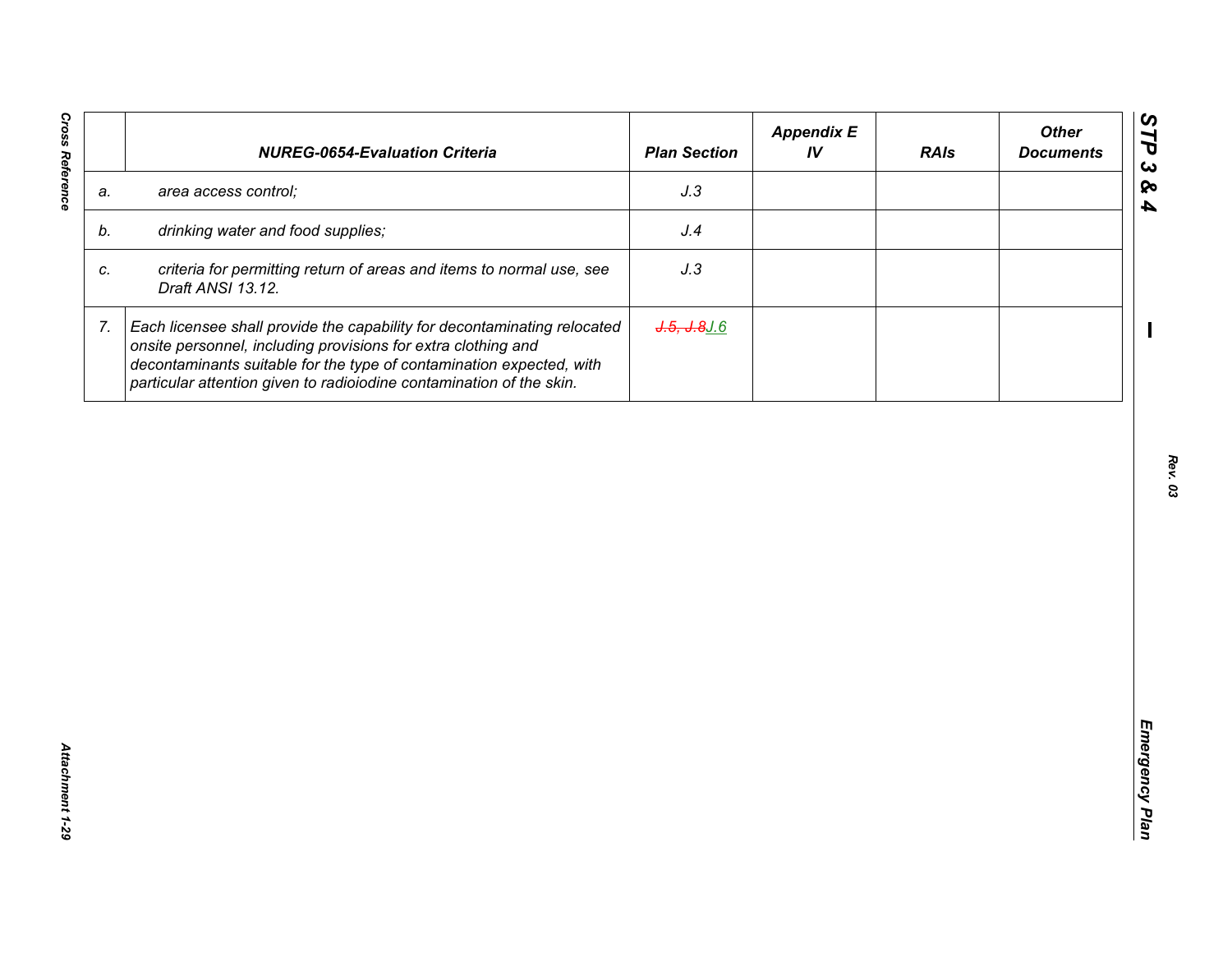| | NUREG-0654-Evaluation Criteria | Plan Section | Appendix E IV | RAIs | Other Documents |
|---|---|---|---|---|---|
| a. | *area access control;* | *J.3* | | | |
| b. | *drinking water and food supplies;* | *J.4* | | | |
| c. | *criteria for permitting return of areas and items to normal use, see Draft ANSI 13.12.* | *J.3* | | | |
| 7. | *Each licensee shall provide the capability for decontaminating relocated onsite personnel, including provisions for extra clothing and decontaminants suitable for the type of contamination expected, with particular attention given to radioiodine contamination of the skin.* | ~~*J.5, J.8*~~*J.6* | | | |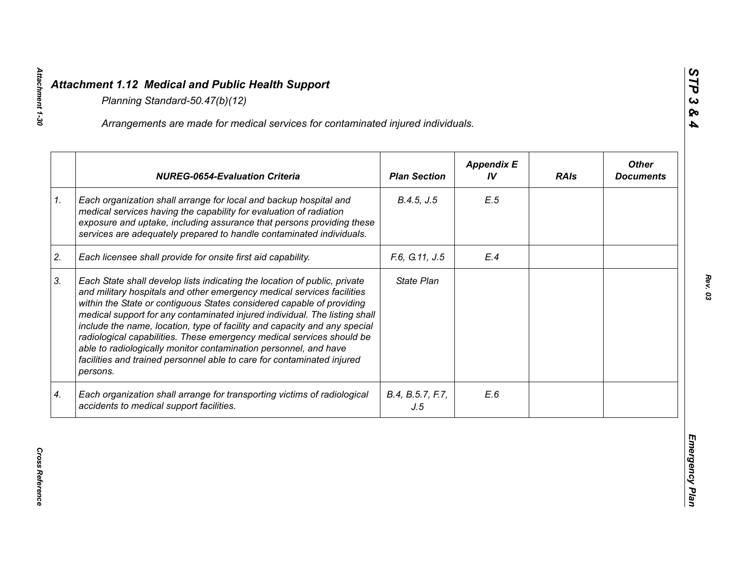## *Attachment 1.12 Medical and Public Health Support*

*Planning Standard-50.47(b)(12)*

*Arrangements are made for medical services for contaminated injured individuals.*

| | *NUREG-0654-Evaluation Criteria* | *Plan Section* | *Appendix E IV* | *RAIs* | *Other Documents* |
|---|---|---|---|---|---|
| *1.* | *Each organization shall arrange for local and backup hospital and medical services having the capability for evaluation of radiation exposure and uptake, including assurance that persons providing these services are adequately prepared to handle contaminated individuals.* | *B.4.5, J.5* | *E.5* | | |
| *2.* | *Each licensee shall provide for onsite first aid capability.* | *F.6, G.11, J.5* | *E.4* | | |
| *3.* | *Each State shall develop lists indicating the location of public, private and military hospitals and other emergency medical services facilities within the State or contiguous States considered capable of providing medical support for any contaminated injured individual. The listing shall include the name, location, type of facility and capacity and any special radiological capabilities. These emergency medical services should be able to radiologically monitor contamination personnel, and have facilities and trained personnel able to care for contaminated injured persons.* | *State Plan* | | | |
| *4.* | *Each organization shall arrange for transporting victims of radiological accidents to medical support facilities.* | *B.4, B.5.7, F.7, J.5* | *E.6* | | |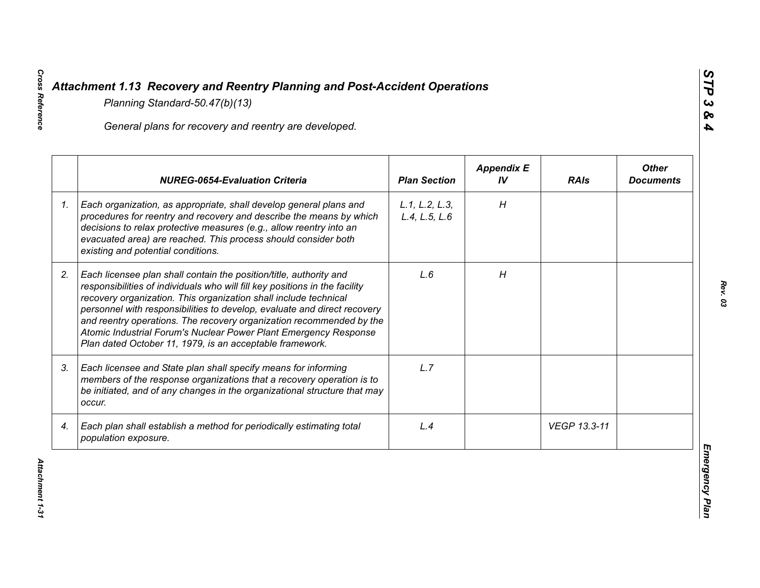# *Attachment 1.13 Recovery and Reentry Planning and Post-Accident Operations*

*Planning Standard-50.47(b)(13)*

*General plans for recovery and reentry are developed.*

| | *NUREG-0654-Evaluation Criteria* | *Plan Section* | *Appendix E IV* | *RAIs* | *Other Documents* |
|---|---|---|---|---|---|
| *1.* | *Each organization, as appropriate, shall develop general plans and procedures for reentry and recovery and describe the means by which decisions to relax protective measures (e.g., allow reentry into an evacuated area) are reached. This process should consider both existing and potential conditions.* | *L.1, L.2, L.3, L.4, L.5, L.6* | *H* | | |
| *2.* | *Each licensee plan shall contain the position/title, authority and responsibilities of individuals who will fill key positions in the facility recovery organization. This organization shall include technical personnel with responsibilities to develop, evaluate and direct recovery and reentry operations. The recovery organization recommended by the Atomic Industrial Forum's Nuclear Power Plant Emergency Response Plan dated October 11, 1979, is an acceptable framework.* | *L.6* | *H* | | |
| *3.* | *Each licensee and State plan shall specify means for informing members of the response organizations that a recovery operation is to be initiated, and of any changes in the organizational structure that may occur.* | *L.7* | | | |
| *4.* | *Each plan shall establish a method for periodically estimating total population exposure.* | *L.4* | | *VEGP 13.3-11* | |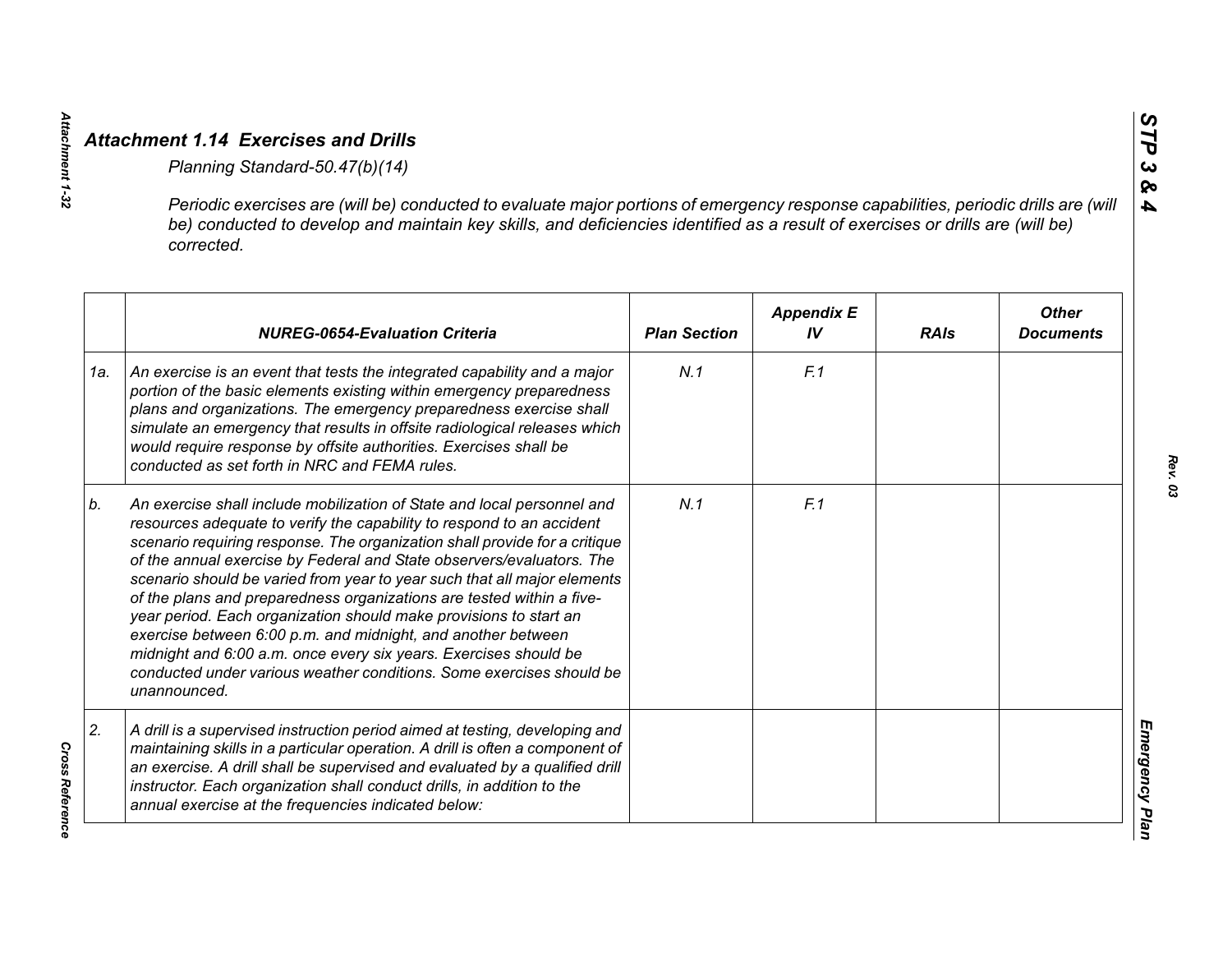## Attachment 1.14 Exercises and Drills

*Planning Standard-50.47(b)(14)*

*Periodic exercises are (will be) conducted to evaluate major portions of emergency response capabilities, periodic drills are (will be) conducted to develop and maintain key skills, and deficiencies identified as a result of exercises or drills are (will be) corrected.*

| | NUREG-0654-Evaluation Criteria | Plan Section | Appendix E IV | RAIs | Other Documents |
|---|---|---|---|---|---|
| 1a. | An exercise is an event that tests the integrated capability and a major portion of the basic elements existing within emergency preparedness plans and organizations. The emergency preparedness exercise shall simulate an emergency that results in offsite radiological releases which would require response by offsite authorities. Exercises shall be conducted as set forth in NRC and FEMA rules. | N.1 | F.1 | | |
| b. | An exercise shall include mobilization of State and local personnel and resources adequate to verify the capability to respond to an accident scenario requiring response. The organization shall provide for a critique of the annual exercise by Federal and State observers/evaluators. The scenario should be varied from year to year such that all major elements of the plans and preparedness organizations are tested within a five-year period. Each organization should make provisions to start an exercise between 6:00 p.m. and midnight, and another between midnight and 6:00 a.m. once every six years. Exercises should be conducted under various weather conditions. Some exercises should be unannounced. | N.1 | F.1 | | |
| 2. | A drill is a supervised instruction period aimed at testing, developing and maintaining skills in a particular operation. A drill is often a component of an exercise. A drill shall be supervised and evaluated by a qualified drill instructor. Each organization shall conduct drills, in addition to the annual exercise at the frequencies indicated below: | | | | |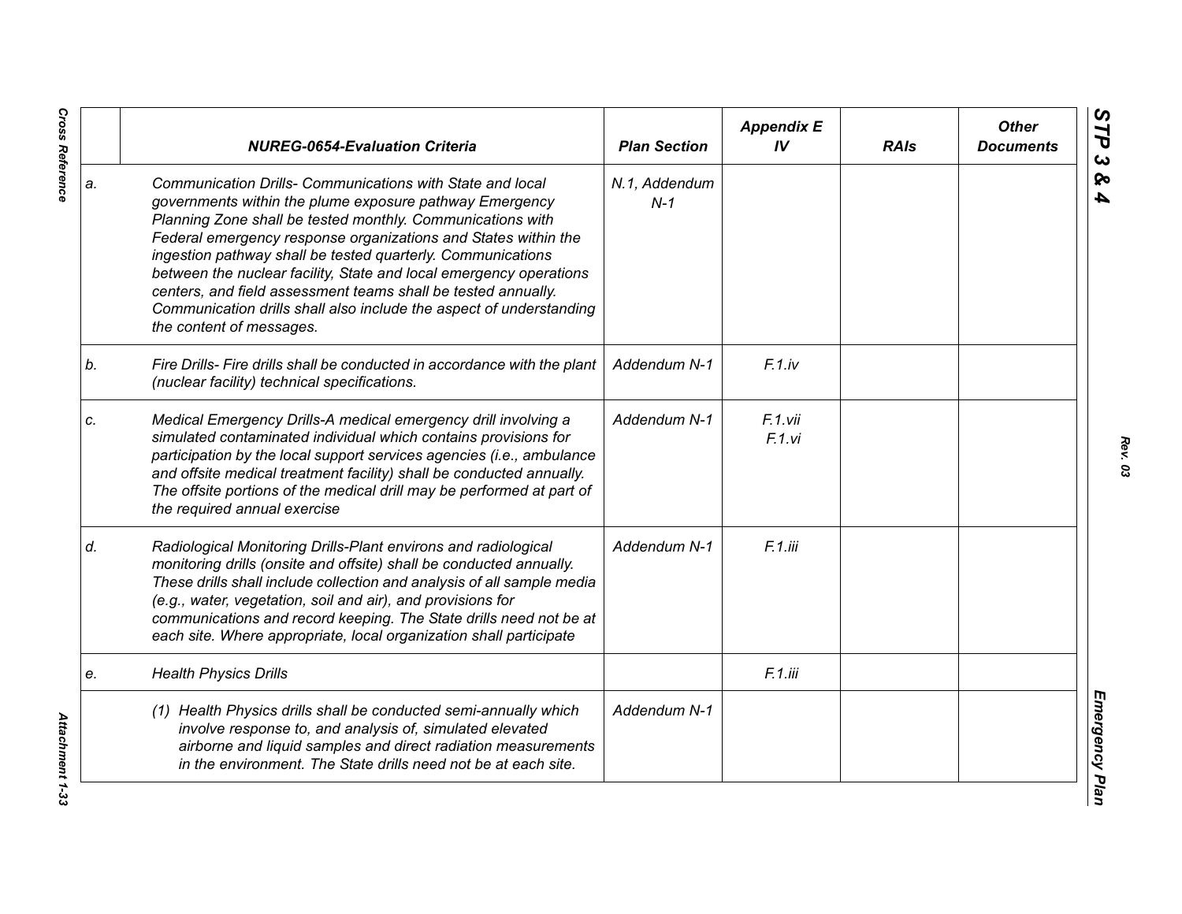| | NUREG-0654-Evaluation Criteria | Plan Section | Appendix E IV | RAIs | Other Documents |
|---|---|---|---|---|---|
| a. | *Communication Drills- Communications with State and local governments within the plume exposure pathway Emergency Planning Zone shall be tested monthly. Communications with Federal emergency response organizations and States within the ingestion pathway shall be tested quarterly. Communications between the nuclear facility, State and local emergency operations centers, and field assessment teams shall be tested annually. Communication drills shall also include the aspect of understanding the content of messages.* | *N.1, Addendum N-1* | | | |
| b. | *Fire Drills- Fire drills shall be conducted in accordance with the plant (nuclear facility) technical specifications.* | *Addendum N-1* | *F.1.iv* | | |
| c. | *Medical Emergency Drills-A medical emergency drill involving a simulated contaminated individual which contains provisions for participation by the local support services agencies (i.e., ambulance and offsite medical treatment facility) shall be conducted annually. The offsite portions of the medical drill may be performed at part of the required annual exercise* | *Addendum N-1* | *F.1.vii F.1.vi* | | |
| d. | *Radiological Monitoring Drills-Plant environs and radiological monitoring drills (onsite and offsite) shall be conducted annually. These drills shall include collection and analysis of all sample media (e.g., water, vegetation, soil and air), and provisions for communications and record keeping. The State drills need not be at each site. Where appropriate, local organization shall participate* | *Addendum N-1* | *F.1.iii* | | |
| e. | *Health Physics Drills* | | *F.1.iii* | | |
| | *(1) Health Physics drills shall be conducted semi-annually which involve response to, and analysis of, simulated elevated airborne and liquid samples and direct radiation measurements in the environment. The State drills need not be at each site.* | *Addendum N-1* | | | |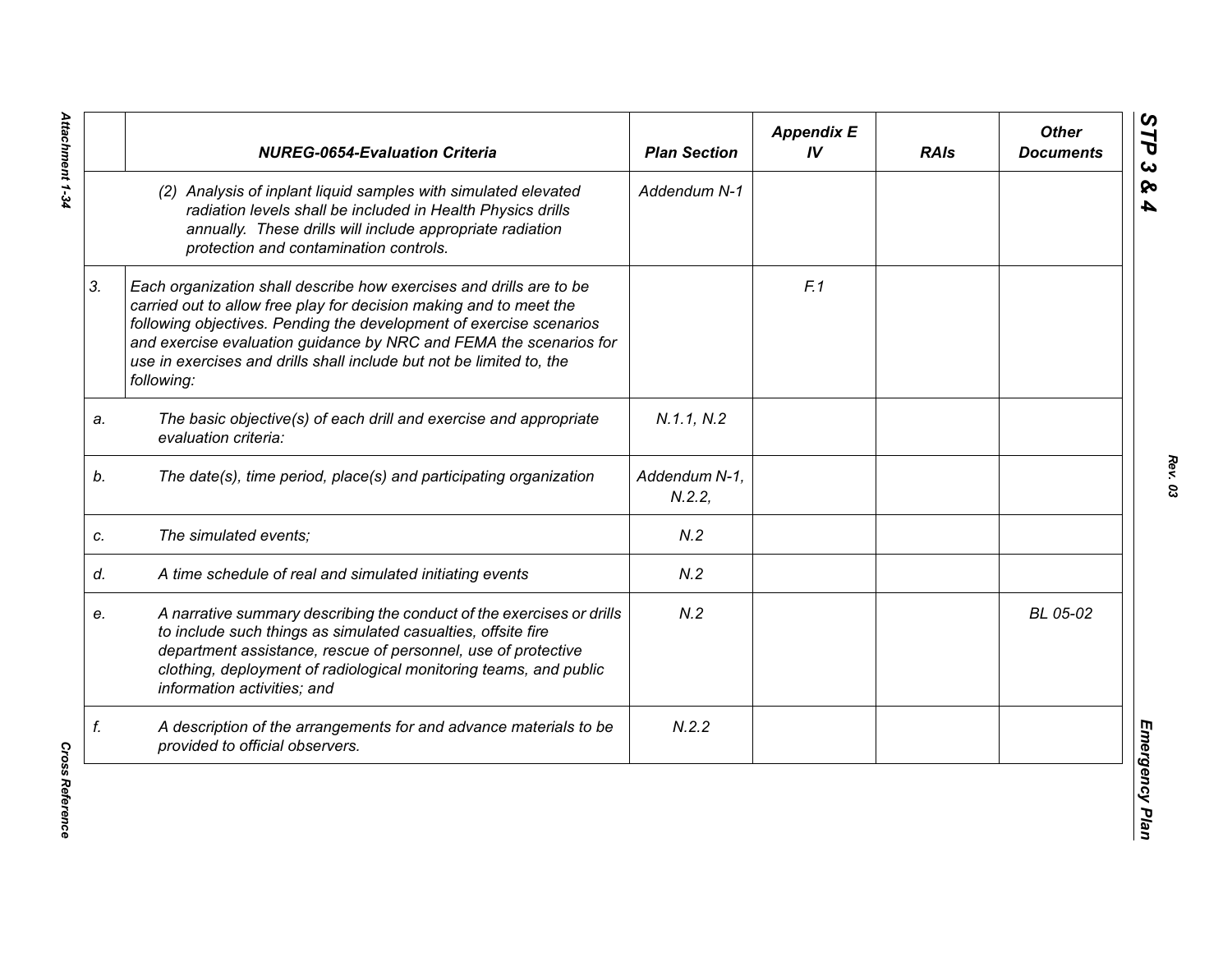| | NUREG-0654-Evaluation Criteria | Plan Section | Appendix E IV | RAIs | Other Documents |
|---|---|---|---|---|---|
| | (2) Analysis of inplant liquid samples with simulated elevated radiation levels shall be included in Health Physics drills annually. These drills will include appropriate radiation protection and contamination controls. | Addendum N-1 | | | |
| 3. | Each organization shall describe how exercises and drills are to be carried out to allow free play for decision making and to meet the following objectives. Pending the development of exercise scenarios and exercise evaluation guidance by NRC and FEMA the scenarios for use in exercises and drills shall include but not be limited to, the following: | | F.1 | | |
| a. | The basic objective(s) of each drill and exercise and appropriate evaluation criteria: | N.1.1, N.2 | | | |
| b. | The date(s), time period, place(s) and participating organization | Addendum N-1, N.2.2, | | | |
| c. | The simulated events; | N.2 | | | |
| d. | A time schedule of real and simulated initiating events | N.2 | | | |
| e. | A narrative summary describing the conduct of the exercises or drills to include such things as simulated casualties, offsite fire department assistance, rescue of personnel, use of protective clothing, deployment of radiological monitoring teams, and public information activities; and | N.2 | | | BL 05-02 |
| f. | A description of the arrangements for and advance materials to be provided to official observers. | N.2.2 | | | |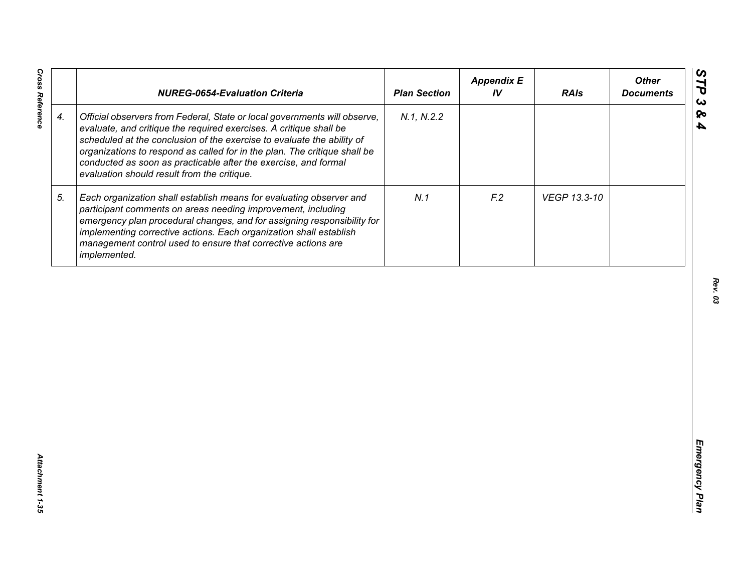| | NUREG-0654-Evaluation Criteria | Plan Section | Appendix E IV | RAIs | Other Documents |
|---|---|---|---|---|---|
| 4. | *Official observers from Federal, State or local governments will observe, evaluate, and critique the required exercises. A critique shall be scheduled at the conclusion of the exercise to evaluate the ability of organizations to respond as called for in the plan. The critique shall be conducted as soon as practicable after the exercise, and formal evaluation should result from the critique.* | N.1, N.2.2 | | | |
| 5. | *Each organization shall establish means for evaluating observer and participant comments on areas needing improvement, including emergency plan procedural changes, and for assigning responsibility for implementing corrective actions. Each organization shall establish management control used to ensure that corrective actions are implemented.* | N.1 | F.2 | VEGP 13.3-10 | |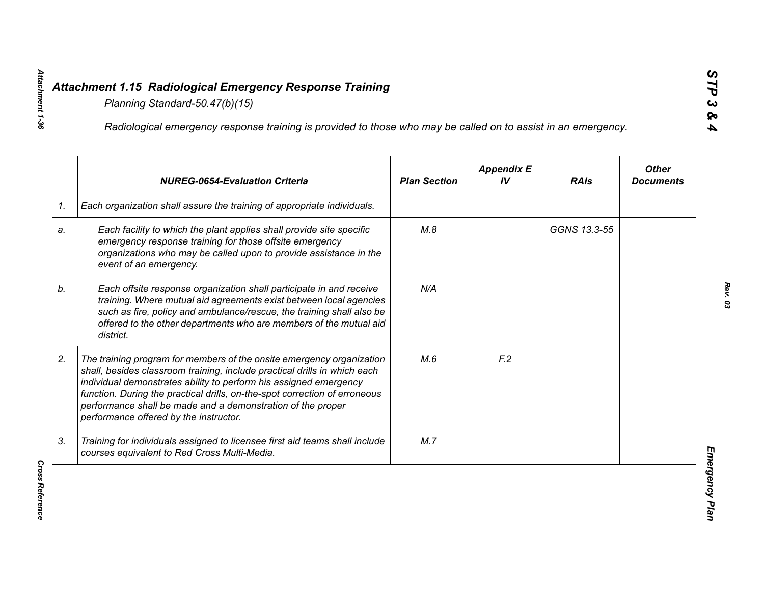# Attachment 1.15 Radiological Emergency Response Training

*Planning Standard-50.47(b)(15)*

*Radiological emergency response training is provided to those who may be called on to assist in an emergency.*

| | NUREG-0654-Evaluation Criteria | Plan Section | Appendix E IV | RAIs | Other Documents |
|---|---|---|---|---|---|
| 1. | Each organization shall assure the training of appropriate individuals. | | | | |
| a. | Each facility to which the plant applies shall provide site specific emergency response training for those offsite emergency organizations who may be called upon to provide assistance in the event of an emergency. | M.8 | | GGNS 13.3-55 | |
| b. | Each offsite response organization shall participate in and receive training. Where mutual aid agreements exist between local agencies such as fire, policy and ambulance/rescue, the training shall also be offered to the other departments who are members of the mutual aid district. | N/A | | | |
| 2. | The training program for members of the onsite emergency organization shall, besides classroom training, include practical drills in which each individual demonstrates ability to perform his assigned emergency function. During the practical drills, on-the-spot correction of erroneous performance shall be made and a demonstration of the proper performance offered by the instructor. | M.6 | F.2 | | |
| 3. | Training for individuals assigned to licensee first aid teams shall include courses equivalent to Red Cross Multi-Media. | M.7 | | | |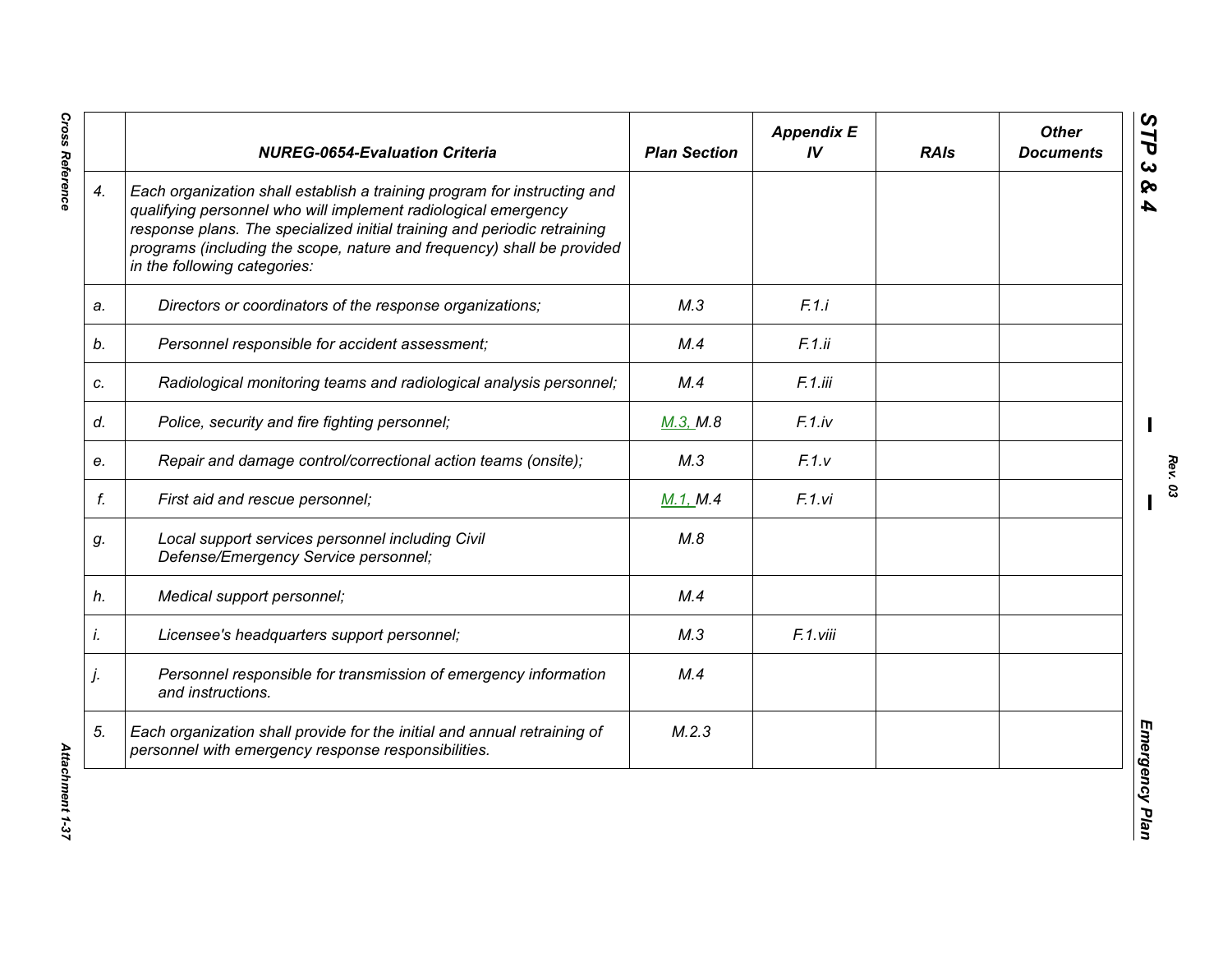| | NUREG-0654-Evaluation Criteria | Plan Section | Appendix E IV | RAIs | Other Documents |
|---|---|---|---|---|---|
| 4. | *Each organization shall establish a training program for instructing and qualifying personnel who will implement radiological emergency response plans. The specialized initial training and periodic retraining programs (including the scope, nature and frequency) shall be provided in the following categories:* | | | | |
| a. | *Directors or coordinators of the response organizations;* | M.3 | F.1.i | | |
| b. | *Personnel responsible for accident assessment;* | M.4 | F.1.ii | | |
| c. | *Radiological monitoring teams and radiological analysis personnel;* | M.4 | F.1.iii | | |
| d. | *Police, security and fire fighting personnel;* | M.3, M.8 | F.1.iv | | |
| e. | *Repair and damage control/correctional action teams (onsite);* | M.3 | F.1.v | | |
| f. | *First aid and rescue personnel;* | M.1, M.4 | F.1.vi | | |
| g. | *Local support services personnel including Civil Defense/Emergency Service personnel;* | M.8 | | | |
| h. | *Medical support personnel;* | M.4 | | | |
| i. | *Licensee's headquarters support personnel;* | M.3 | F.1.viii | | |
| j. | *Personnel responsible for transmission of emergency information and instructions.* | M.4 | | | |
| 5. | *Each organization shall provide for the initial and annual retraining of personnel with emergency response responsibilities.* | M.2.3 | | | |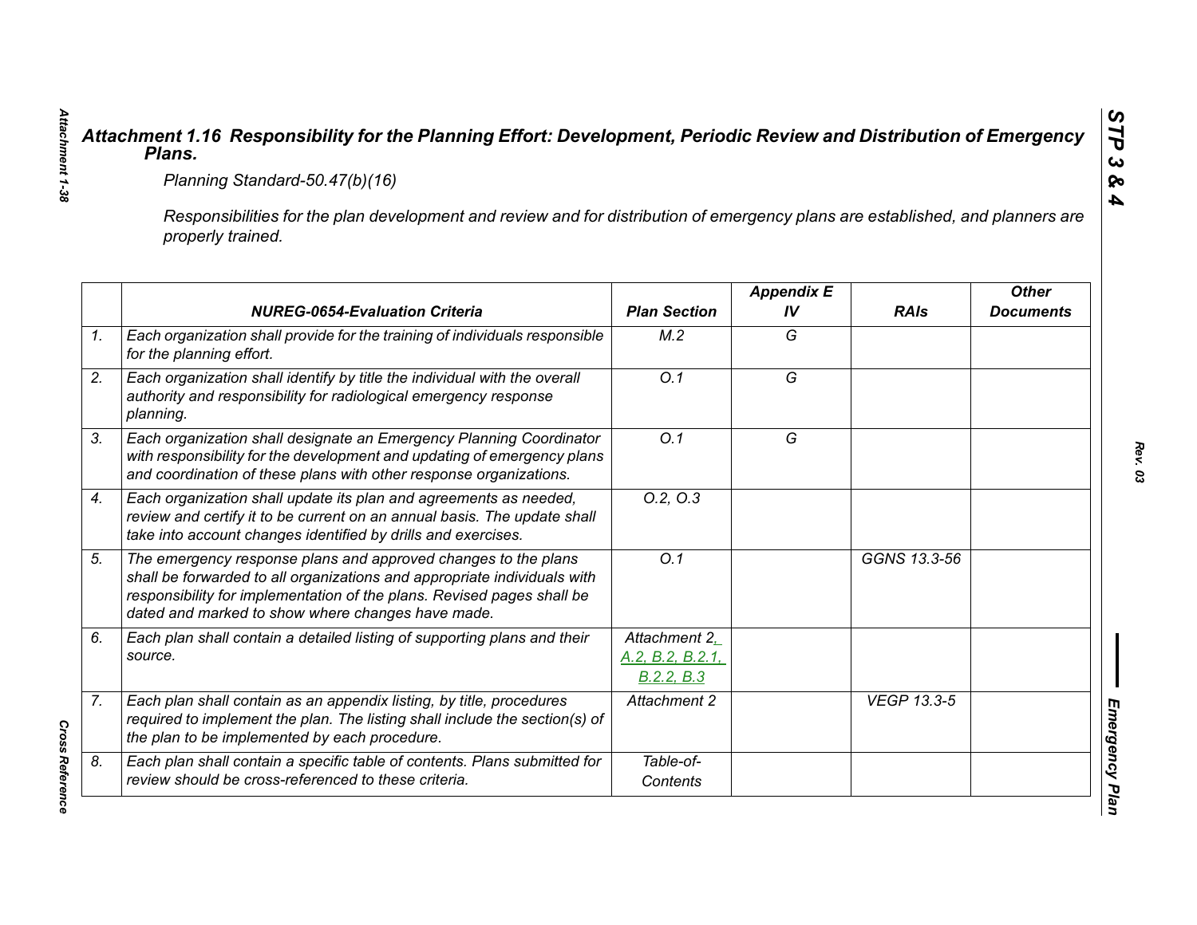## *Attachment 1.16 Responsibility for the Planning Effort: Development, Periodic Review and Distribution of Emergency Plans.*

*Planning Standard-50.47(b)(16)*

*Responsibilities for the plan development and review and for distribution of emergency plans are established, and planners are properly trained.*

| | NUREG-0654-Evaluation Criteria | Plan Section | Appendix E IV | RAIs | Other Documents |
|---|---|---|---|---|---|
| 1. | Each organization shall provide for the training of individuals responsible for the planning effort. | M.2 | G | | |
| 2. | Each organization shall identify by title the individual with the overall authority and responsibility for radiological emergency response planning. | O.1 | G | | |
| 3. | Each organization shall designate an Emergency Planning Coordinator with responsibility for the development and updating of emergency plans and coordination of these plans with other response organizations. | O.1 | G | | |
| 4. | Each organization shall update its plan and agreements as needed, review and certify it to be current on an annual basis. The update shall take into account changes identified by drills and exercises. | O.2, O.3 | | | |
| 5. | The emergency response plans and approved changes to the plans shall be forwarded to all organizations and appropriate individuals with responsibility for implementation of the plans. Revised pages shall be dated and marked to show where changes have made. | O.1 | | GGNS 13.3-56 | |
| 6. | Each plan shall contain a detailed listing of supporting plans and their source. | Attachment 2, A.2, B.2, B.2.1, B.2.2, B.3 | | | |
| 7. | Each plan shall contain as an appendix listing, by title, procedures required to implement the plan. The listing shall include the section(s) of the plan to be implemented by each procedure. | Attachment 2 | | VEGP 13.3-5 | |
| 8. | Each plan shall contain a specific table of contents. Plans submitted for review should be cross-referenced to these criteria. | Table-of-Contents | | | |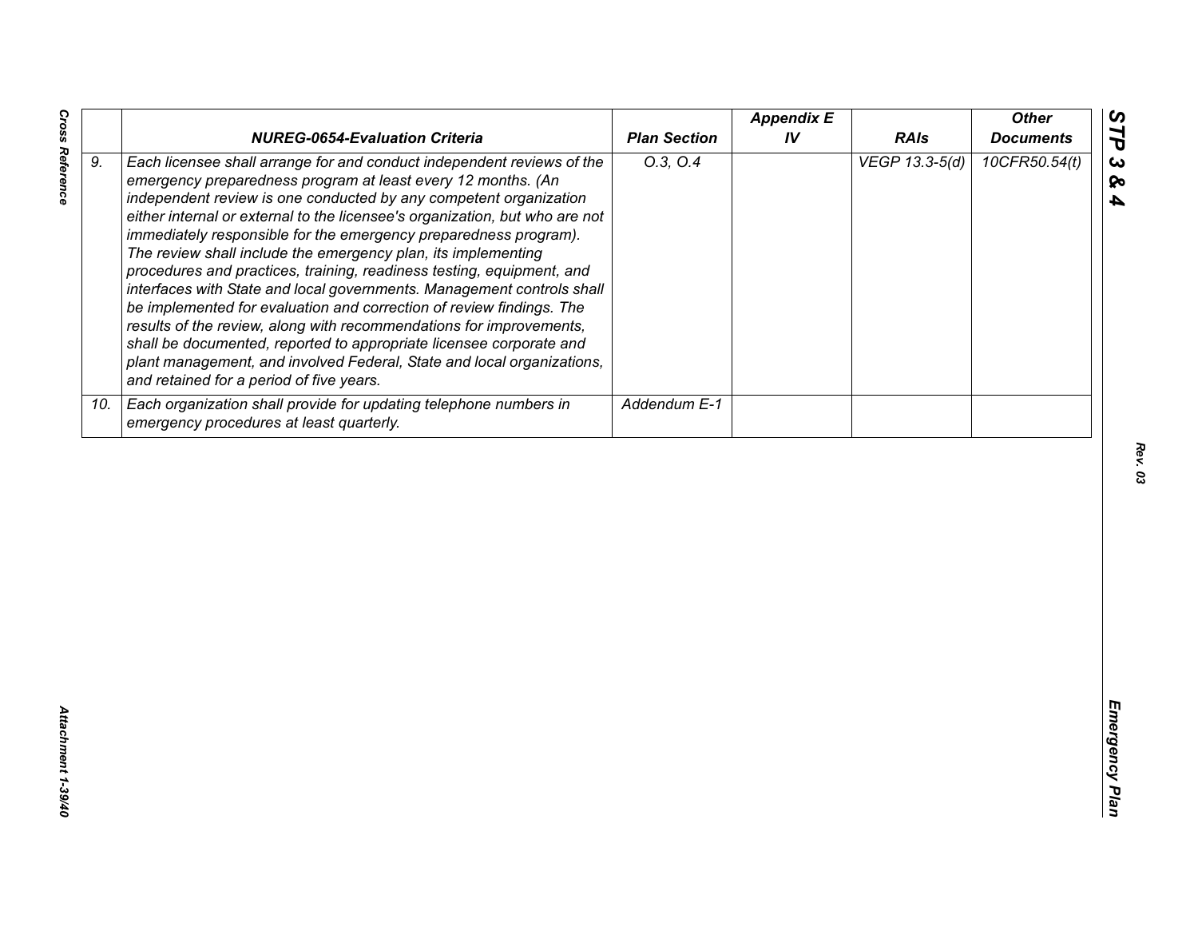| | NUREG-0654-Evaluation Criteria | Plan Section | Appendix E IV | RAIs | Other Documents |
|---|---|---|---|---|---|
| 9. | *Each licensee shall arrange for and conduct independent reviews of the emergency preparedness program at least every 12 months. (An independent review is one conducted by any competent organization either internal or external to the licensee's organization, but who are not immediately responsible for the emergency preparedness program). The review shall include the emergency plan, its implementing procedures and practices, training, readiness testing, equipment, and interfaces with State and local governments. Management controls shall be implemented for evaluation and correction of review findings. The results of the review, along with recommendations for improvements, shall be documented, reported to appropriate licensee corporate and plant management, and involved Federal, State and local organizations, and retained for a period of five years.* | O.3, O.4 | | VEGP 13.3-5(d) | 10CFR50.54(t) |
| 10. | *Each organization shall provide for updating telephone numbers in emergency procedures at least quarterly.* | Addendum E-1 | | | |